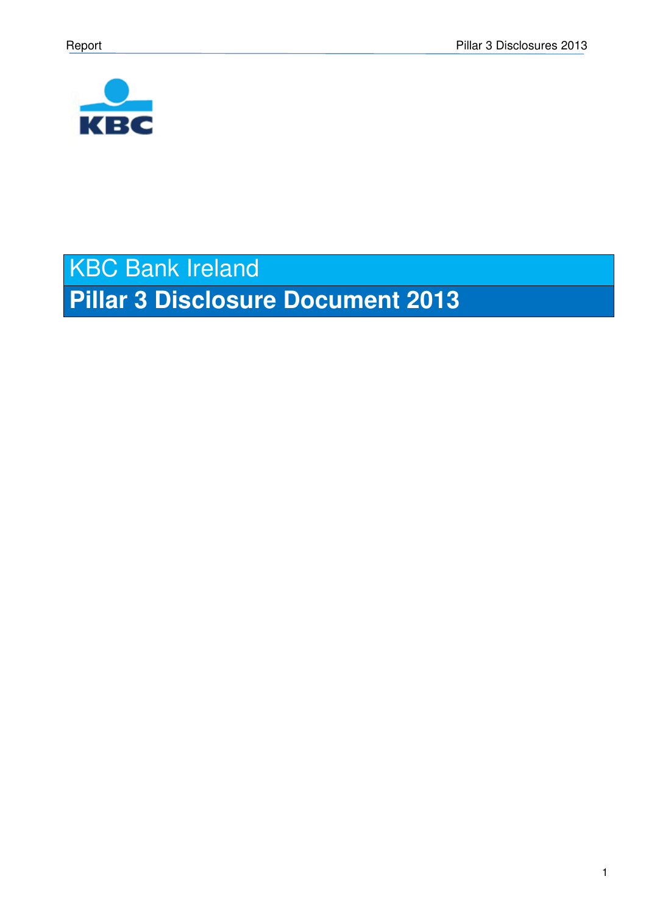# KBC Bank Ireland

## Pillar 3 Disclosure Document 2013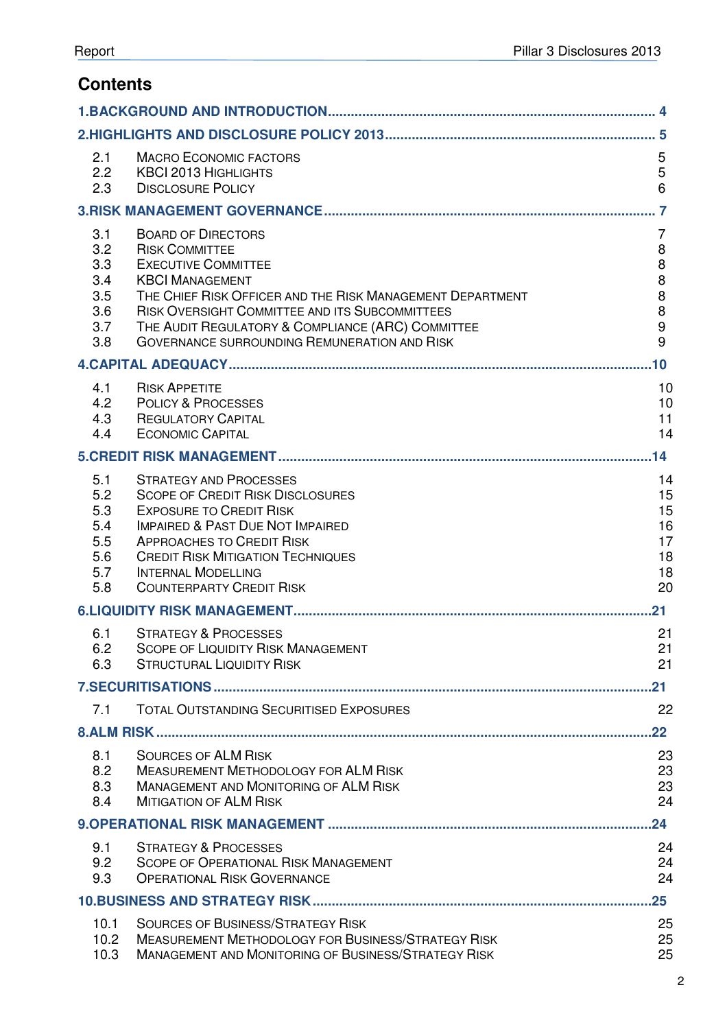## Contents

| | | |
|---|---|---|
| **1.BACKGROUND AND INTRODUCTION** | | **4** |
| **2.HIGHLIGHTS AND DISCLOSURE POLICY 2013** | | **5** |
| 2.1 | MACRO ECONOMIC FACTORS | 5 |
| 2.2 | KBCI 2013 HIGHLIGHTS | 5 |
| 2.3 | DISCLOSURE POLICY | 6 |
| **3.RISK MANAGEMENT GOVERNANCE** | | **7** |
| 3.1 | BOARD OF DIRECTORS | 7 |
| 3.2 | RISK COMMITTEE | 8 |
| 3.3 | EXECUTIVE COMMITTEE | 8 |
| 3.4 | KBCI MANAGEMENT | 8 |
| 3.5 | THE CHIEF RISK OFFICER AND THE RISK MANAGEMENT DEPARTMENT | 8 |
| 3.6 | RISK OVERSIGHT COMMITTEE AND ITS SUBCOMMITTEES | 8 |
| 3.7 | THE AUDIT REGULATORY & COMPLIANCE (ARC) COMMITTEE | 9 |
| 3.8 | GOVERNANCE SURROUNDING REMUNERATION AND RISK | 9 |
| **4.CAPITAL ADEQUACY** | | **10** |
| 4.1 | RISK APPETITE | 10 |
| 4.2 | POLICY & PROCESSES | 10 |
| 4.3 | REGULATORY CAPITAL | 11 |
| 4.4 | ECONOMIC CAPITAL | 14 |
| **5.CREDIT RISK MANAGEMENT** | | **14** |
| 5.1 | STRATEGY AND PROCESSES | 14 |
| 5.2 | SCOPE OF CREDIT RISK DISCLOSURES | 15 |
| 5.3 | EXPOSURE TO CREDIT RISK | 15 |
| 5.4 | IMPAIRED & PAST DUE NOT IMPAIRED | 16 |
| 5.5 | APPROACHES TO CREDIT RISK | 17 |
| 5.6 | CREDIT RISK MITIGATION TECHNIQUES | 18 |
| 5.7 | INTERNAL MODELLING | 18 |
| 5.8 | COUNTERPARTY CREDIT RISK | 20 |
| **6.LIQUIDITY RISK MANAGEMENT** | | **21** |
| 6.1 | STRATEGY & PROCESSES | 21 |
| 6.2 | SCOPE OF LIQUIDITY RISK MANAGEMENT | 21 |
| 6.3 | STRUCTURAL LIQUIDITY RISK | 21 |
| **7.SECURITISATIONS** | | **21** |
| 7.1 | TOTAL OUTSTANDING SECURITISED EXPOSURES | 22 |
| **8.ALM RISK** | | **22** |
| 8.1 | SOURCES OF ALM RISK | 23 |
| 8.2 | MEASUREMENT METHODOLOGY FOR ALM RISK | 23 |
| 8.3 | MANAGEMENT AND MONITORING OF ALM RISK | 23 |
| 8.4 | MITIGATION OF ALM RISK | 24 |
| **9.OPERATIONAL RISK MANAGEMENT** | | **24** |
| 9.1 | STRATEGY & PROCESSES | 24 |
| 9.2 | SCOPE OF OPERATIONAL RISK MANAGEMENT | 24 |
| 9.3 | OPERATIONAL RISK GOVERNANCE | 24 |
| **10.BUSINESS AND STRATEGY RISK** | | **25** |
| 10.1 | SOURCES OF BUSINESS/STRATEGY RISK | 25 |
| 10.2 | MEASUREMENT METHODOLOGY FOR BUSINESS/STRATEGY RISK | 25 |
| 10.3 | MANAGEMENT AND MONITORING OF BUSINESS/STRATEGY RISK | 25 |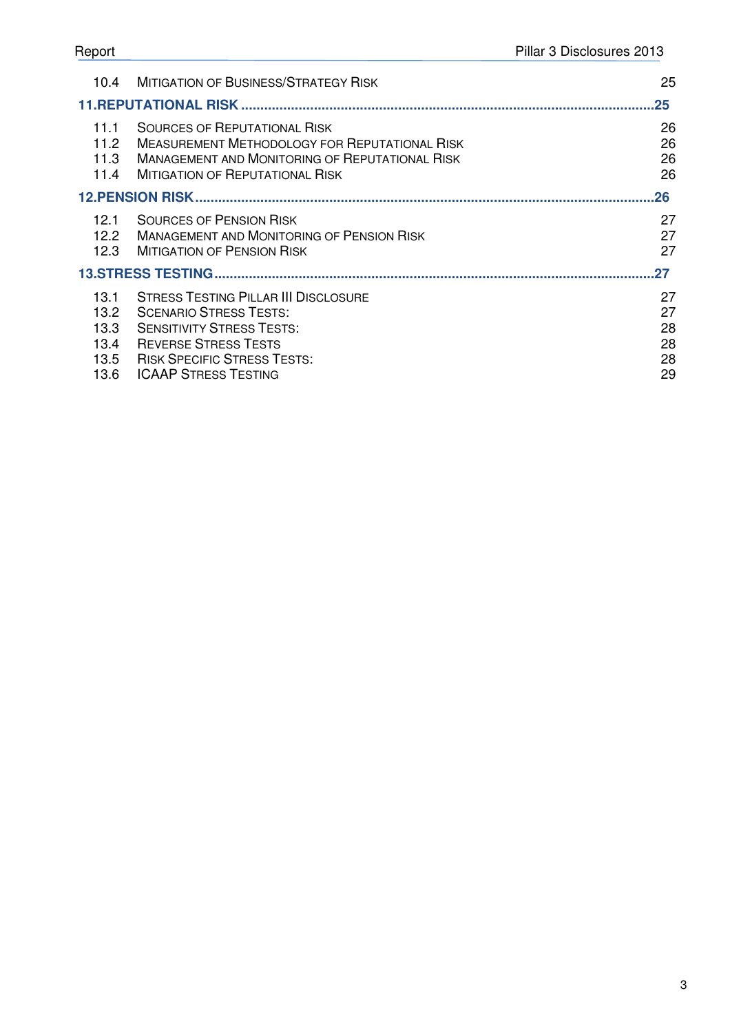| | | |
|---|---|---|
| 10.4 | Mitigation of Business/Strategy Risk | 25 |
| **11.** | **Reputational Risk** | **25** |
| 11.1 | Sources of Reputational Risk | 26 |
| 11.2 | Measurement Methodology for Reputational Risk | 26 |
| 11.3 | Management and Monitoring of Reputational Risk | 26 |
| 11.4 | Mitigation of Reputational Risk | 26 |
| **12.** | **Pension Risk** | **26** |
| 12.1 | Sources of Pension Risk | 27 |
| 12.2 | Management and Monitoring of Pension Risk | 27 |
| 12.3 | Mitigation of Pension Risk | 27 |
| **13.** | **Stress Testing** | **27** |
| 13.1 | Stress Testing Pillar III Disclosure | 27 |
| 13.2 | Scenario Stress Tests: | 27 |
| 13.3 | Sensitivity Stress Tests: | 28 |
| 13.4 | Reverse Stress Tests | 28 |
| 13.5 | Risk Specific Stress Tests: | 28 |
| 13.6 | ICAAP Stress Testing | 29 |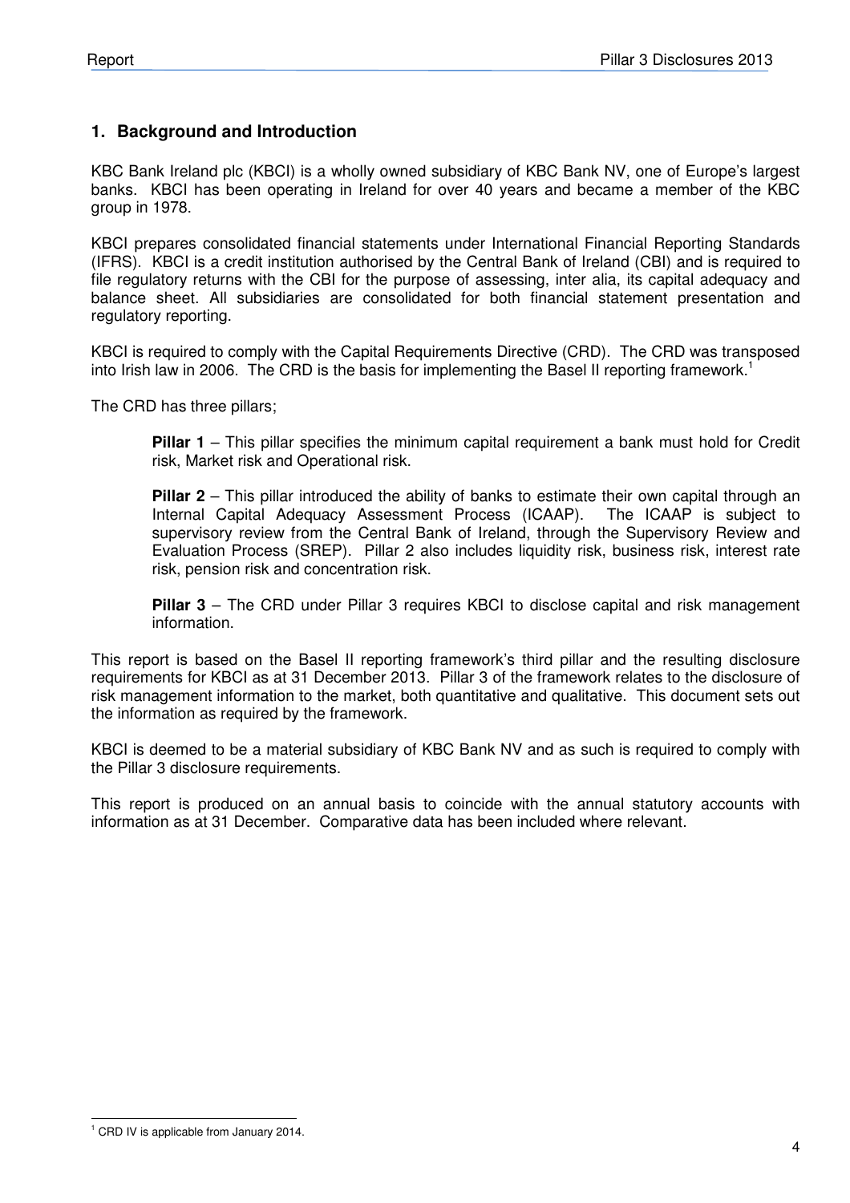## 1. Background and Introduction

KBC Bank Ireland plc (KBCI) is a wholly owned subsidiary of KBC Bank NV, one of Europe's largest banks. KBCI has been operating in Ireland for over 40 years and became a member of the KBC group in 1978.

KBCI prepares consolidated financial statements under International Financial Reporting Standards (IFRS). KBCI is a credit institution authorised by the Central Bank of Ireland (CBI) and is required to file regulatory returns with the CBI for the purpose of assessing, inter alia, its capital adequacy and balance sheet. All subsidiaries are consolidated for both financial statement presentation and regulatory reporting.

KBCI is required to comply with the Capital Requirements Directive (CRD). The CRD was transposed into Irish law in 2006. The CRD is the basis for implementing the Basel II reporting framework.[1]

The CRD has three pillars;

> **Pillar 1** – This pillar specifies the minimum capital requirement a bank must hold for Credit risk, Market risk and Operational risk.
>
> **Pillar 2** – This pillar introduced the ability of banks to estimate their own capital through an Internal Capital Adequacy Assessment Process (ICAAP). The ICAAP is subject to supervisory review from the Central Bank of Ireland, through the Supervisory Review and Evaluation Process (SREP). Pillar 2 also includes liquidity risk, business risk, interest rate risk, pension risk and concentration risk.
>
> **Pillar 3** – The CRD under Pillar 3 requires KBCI to disclose capital and risk management information.

This report is based on the Basel II reporting framework's third pillar and the resulting disclosure requirements for KBCI as at 31 December 2013. Pillar 3 of the framework relates to the disclosure of risk management information to the market, both quantitative and qualitative. This document sets out the information as required by the framework.

KBCI is deemed to be a material subsidiary of KBC Bank NV and as such is required to comply with the Pillar 3 disclosure requirements.

This report is produced on an annual basis to coincide with the annual statutory accounts with information as at 31 December. Comparative data has been included where relevant.

---

[1] CRD IV is applicable from January 2014.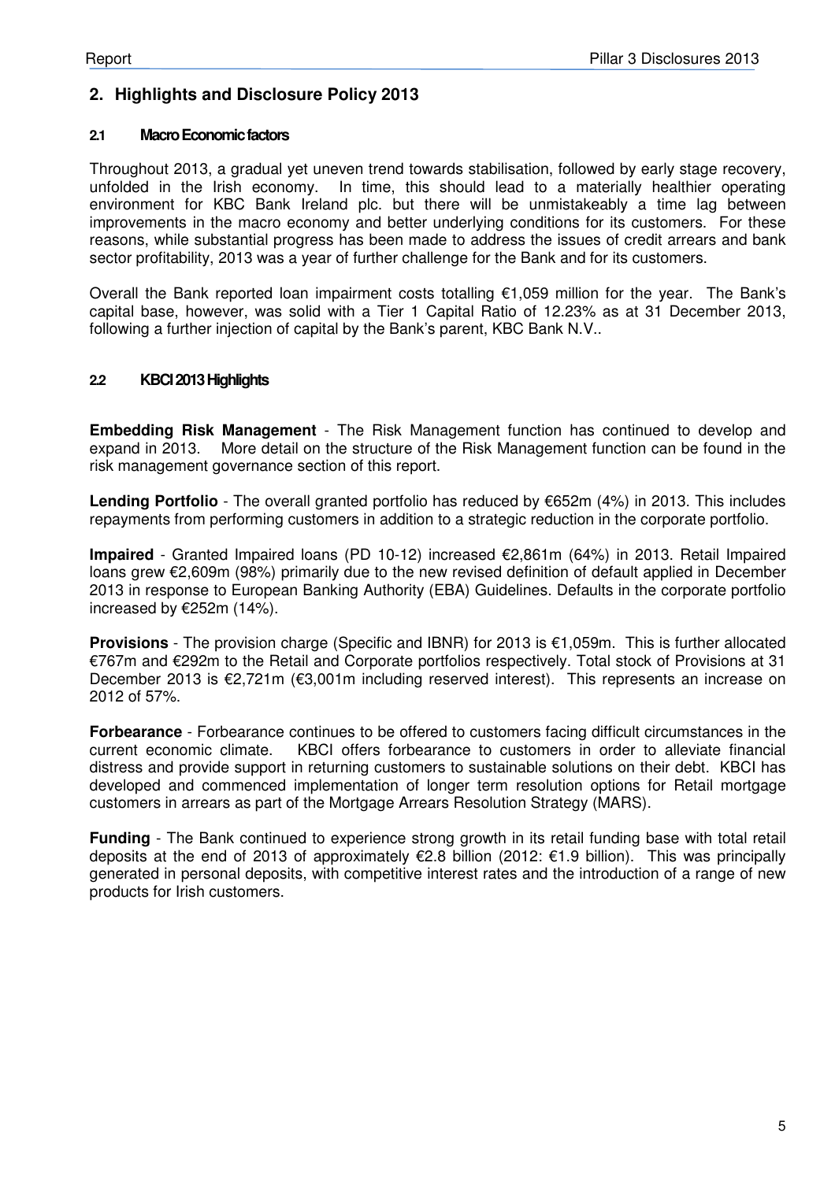## 2. Highlights and Disclosure Policy 2013

### 2.1 Macro Economic factors

Throughout 2013, a gradual yet uneven trend towards stabilisation, followed by early stage recovery, unfolded in the Irish economy. In time, this should lead to a materially healthier operating environment for KBC Bank Ireland plc. but there will be unmistakeably a time lag between improvements in the macro economy and better underlying conditions for its customers. For these reasons, while substantial progress has been made to address the issues of credit arrears and bank sector profitability, 2013 was a year of further challenge for the Bank and for its customers.

Overall the Bank reported loan impairment costs totalling €1,059 million for the year. The Bank's capital base, however, was solid with a Tier 1 Capital Ratio of 12.23% as at 31 December 2013, following a further injection of capital by the Bank's parent, KBC Bank N.V..

### 2.2 KBCI 2013 Highlights

**Embedding Risk Management** - The Risk Management function has continued to develop and expand in 2013. More detail on the structure of the Risk Management function can be found in the risk management governance section of this report.

**Lending Portfolio** - The overall granted portfolio has reduced by €652m (4%) in 2013. This includes repayments from performing customers in addition to a strategic reduction in the corporate portfolio.

**Impaired** - Granted Impaired loans (PD 10-12) increased €2,861m (64%) in 2013. Retail Impaired loans grew €2,609m (98%) primarily due to the new revised definition of default applied in December 2013 in response to European Banking Authority (EBA) Guidelines. Defaults in the corporate portfolio increased by €252m (14%).

**Provisions** - The provision charge (Specific and IBNR) for 2013 is €1,059m. This is further allocated €767m and €292m to the Retail and Corporate portfolios respectively. Total stock of Provisions at 31 December 2013 is €2,721m (€3,001m including reserved interest). This represents an increase on 2012 of 57%.

**Forbearance** - Forbearance continues to be offered to customers facing difficult circumstances in the current economic climate. KBCI offers forbearance to customers in order to alleviate financial distress and provide support in returning customers to sustainable solutions on their debt. KBCI has developed and commenced implementation of longer term resolution options for Retail mortgage customers in arrears as part of the Mortgage Arrears Resolution Strategy (MARS).

**Funding** - The Bank continued to experience strong growth in its retail funding base with total retail deposits at the end of 2013 of approximately €2.8 billion (2012: €1.9 billion). This was principally generated in personal deposits, with competitive interest rates and the introduction of a range of new products for Irish customers.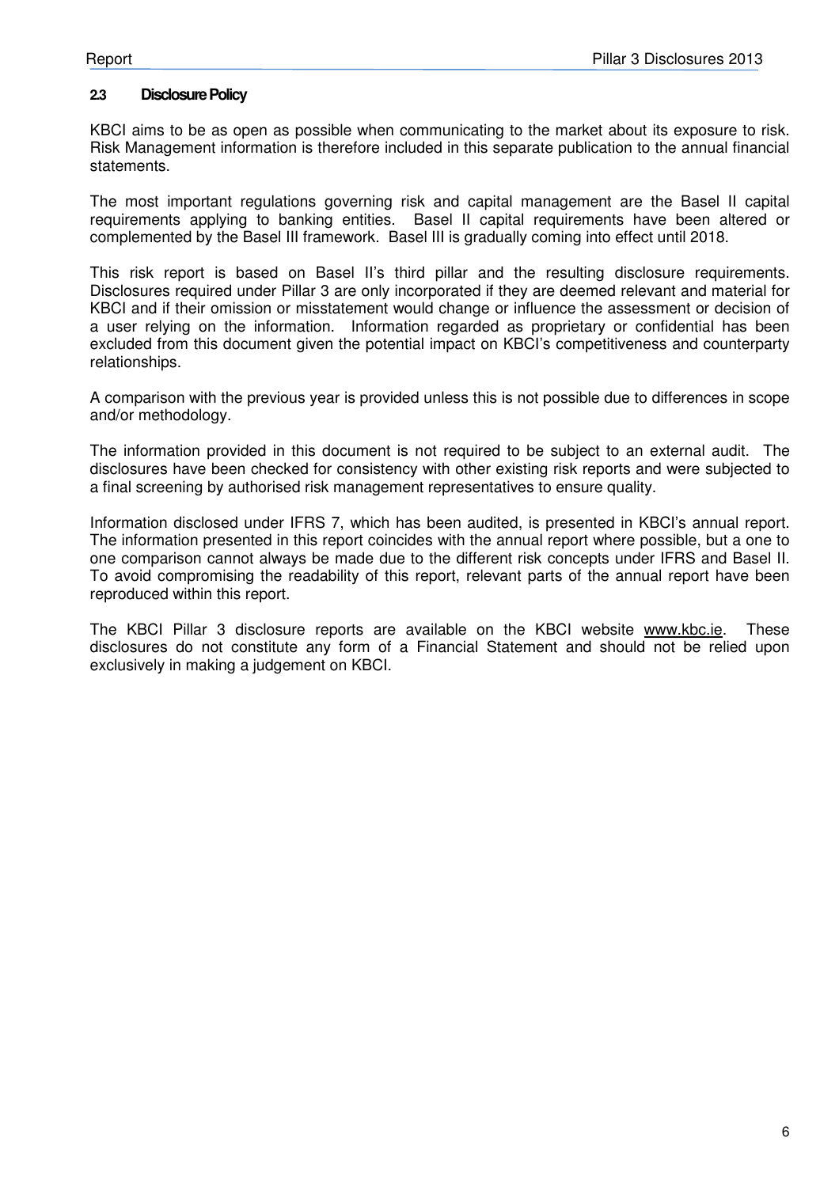### 2.3 Disclosure Policy

KBCI aims to be as open as possible when communicating to the market about its exposure to risk. Risk Management information is therefore included in this separate publication to the annual financial statements.

The most important regulations governing risk and capital management are the Basel II capital requirements applying to banking entities. Basel II capital requirements have been altered or complemented by the Basel III framework. Basel III is gradually coming into effect until 2018.

This risk report is based on Basel II's third pillar and the resulting disclosure requirements. Disclosures required under Pillar 3 are only incorporated if they are deemed relevant and material for KBCI and if their omission or misstatement would change or influence the assessment or decision of a user relying on the information. Information regarded as proprietary or confidential has been excluded from this document given the potential impact on KBCI's competitiveness and counterparty relationships.

A comparison with the previous year is provided unless this is not possible due to differences in scope and/or methodology.

The information provided in this document is not required to be subject to an external audit. The disclosures have been checked for consistency with other existing risk reports and were subjected to a final screening by authorised risk management representatives to ensure quality.

Information disclosed under IFRS 7, which has been audited, is presented in KBCI's annual report. The information presented in this report coincides with the annual report where possible, but a one to one comparison cannot always be made due to the different risk concepts under IFRS and Basel II. To avoid compromising the readability of this report, relevant parts of the annual report have been reproduced within this report.

The KBCI Pillar 3 disclosure reports are available on the KBCI website www.kbc.ie. These disclosures do not constitute any form of a Financial Statement and should not be relied upon exclusively in making a judgement on KBCI.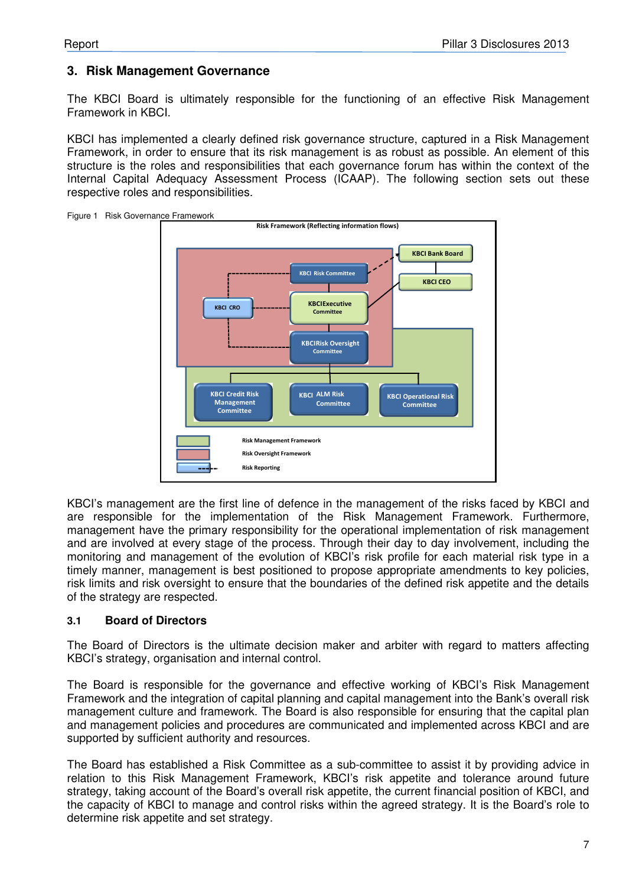## 3. Risk Management Governance

The KBCI Board is ultimately responsible for the functioning of an effective Risk Management Framework in KBCI.

KBCI has implemented a clearly defined risk governance structure, captured in a Risk Management Framework, in order to ensure that its risk management is as robust as possible. An element of this structure is the roles and responsibilities that each governance forum has within the context of the Internal Capital Adequacy Assessment Process (ICAAP). The following section sets out these respective roles and responsibilities.

Figure 1 Risk Governance Framework

KBCI's management are the first line of defence in the management of the risks faced by KBCI and are responsible for the implementation of the Risk Management Framework. Furthermore, management have the primary responsibility for the operational implementation of risk management and are involved at every stage of the process. Through their day to day involvement, including the monitoring and management of the evolution of KBCI's risk profile for each material risk type in a timely manner, management is best positioned to propose appropriate amendments to key policies, risk limits and risk oversight to ensure that the boundaries of the defined risk appetite and the details of the strategy are respected.

### 3.1 Board of Directors

The Board of Directors is the ultimate decision maker and arbiter with regard to matters affecting KBCI's strategy, organisation and internal control.

The Board is responsible for the governance and effective working of KBCI's Risk Management Framework and the integration of capital planning and capital management into the Bank's overall risk management culture and framework. The Board is also responsible for ensuring that the capital plan and management policies and procedures are communicated and implemented across KBCI and are supported by sufficient authority and resources.

The Board has established a Risk Committee as a sub-committee to assist it by providing advice in relation to this Risk Management Framework, KBCI's risk appetite and tolerance around future strategy, taking account of the Board's overall risk appetite, the current financial position of KBCI, and the capacity of KBCI to manage and control risks within the agreed strategy. It is the Board's role to determine risk appetite and set strategy.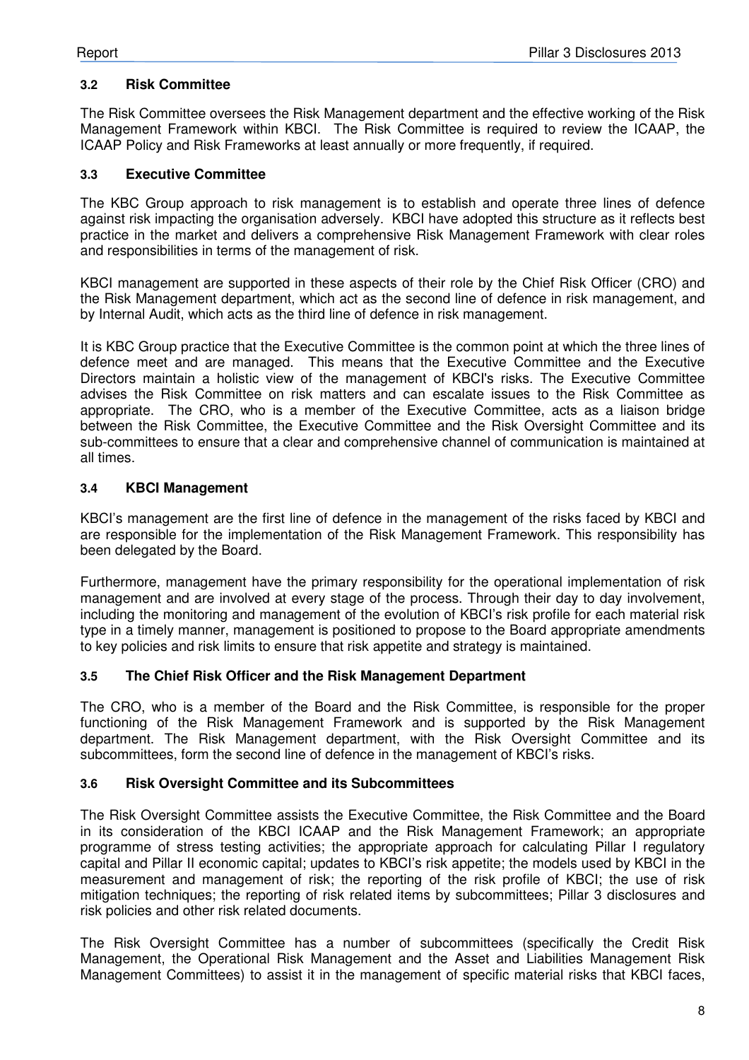### 3.2 Risk Committee

The Risk Committee oversees the Risk Management department and the effective working of the Risk Management Framework within KBCI. The Risk Committee is required to review the ICAAP, the ICAAP Policy and Risk Frameworks at least annually or more frequently, if required.

### 3.3 Executive Committee

The KBC Group approach to risk management is to establish and operate three lines of defence against risk impacting the organisation adversely. KBCI have adopted this structure as it reflects best practice in the market and delivers a comprehensive Risk Management Framework with clear roles and responsibilities in terms of the management of risk.

KBCI management are supported in these aspects of their role by the Chief Risk Officer (CRO) and the Risk Management department, which act as the second line of defence in risk management, and by Internal Audit, which acts as the third line of defence in risk management.

It is KBC Group practice that the Executive Committee is the common point at which the three lines of defence meet and are managed. This means that the Executive Committee and the Executive Directors maintain a holistic view of the management of KBCI's risks. The Executive Committee advises the Risk Committee on risk matters and can escalate issues to the Risk Committee as appropriate. The CRO, who is a member of the Executive Committee, acts as a liaison bridge between the Risk Committee, the Executive Committee and the Risk Oversight Committee and its sub-committees to ensure that a clear and comprehensive channel of communication is maintained at all times.

### 3.4 KBCI Management

KBCI's management are the first line of defence in the management of the risks faced by KBCI and are responsible for the implementation of the Risk Management Framework. This responsibility has been delegated by the Board.

Furthermore, management have the primary responsibility for the operational implementation of risk management and are involved at every stage of the process. Through their day to day involvement, including the monitoring and management of the evolution of KBCI's risk profile for each material risk type in a timely manner, management is positioned to propose to the Board appropriate amendments to key policies and risk limits to ensure that risk appetite and strategy is maintained.

### 3.5 The Chief Risk Officer and the Risk Management Department

The CRO, who is a member of the Board and the Risk Committee, is responsible for the proper functioning of the Risk Management Framework and is supported by the Risk Management department. The Risk Management department, with the Risk Oversight Committee and its subcommittees, form the second line of defence in the management of KBCI's risks.

### 3.6 Risk Oversight Committee and its Subcommittees

The Risk Oversight Committee assists the Executive Committee, the Risk Committee and the Board in its consideration of the KBCI ICAAP and the Risk Management Framework; an appropriate programme of stress testing activities; the appropriate approach for calculating Pillar I regulatory capital and Pillar II economic capital; updates to KBCI's risk appetite; the models used by KBCI in the measurement and management of risk; the reporting of the risk profile of KBCI; the use of risk mitigation techniques; the reporting of risk related items by subcommittees; Pillar 3 disclosures and risk policies and other risk related documents.

The Risk Oversight Committee has a number of subcommittees (specifically the Credit Risk Management, the Operational Risk Management and the Asset and Liabilities Management Risk Management Committees) to assist it in the management of specific material risks that KBCI faces,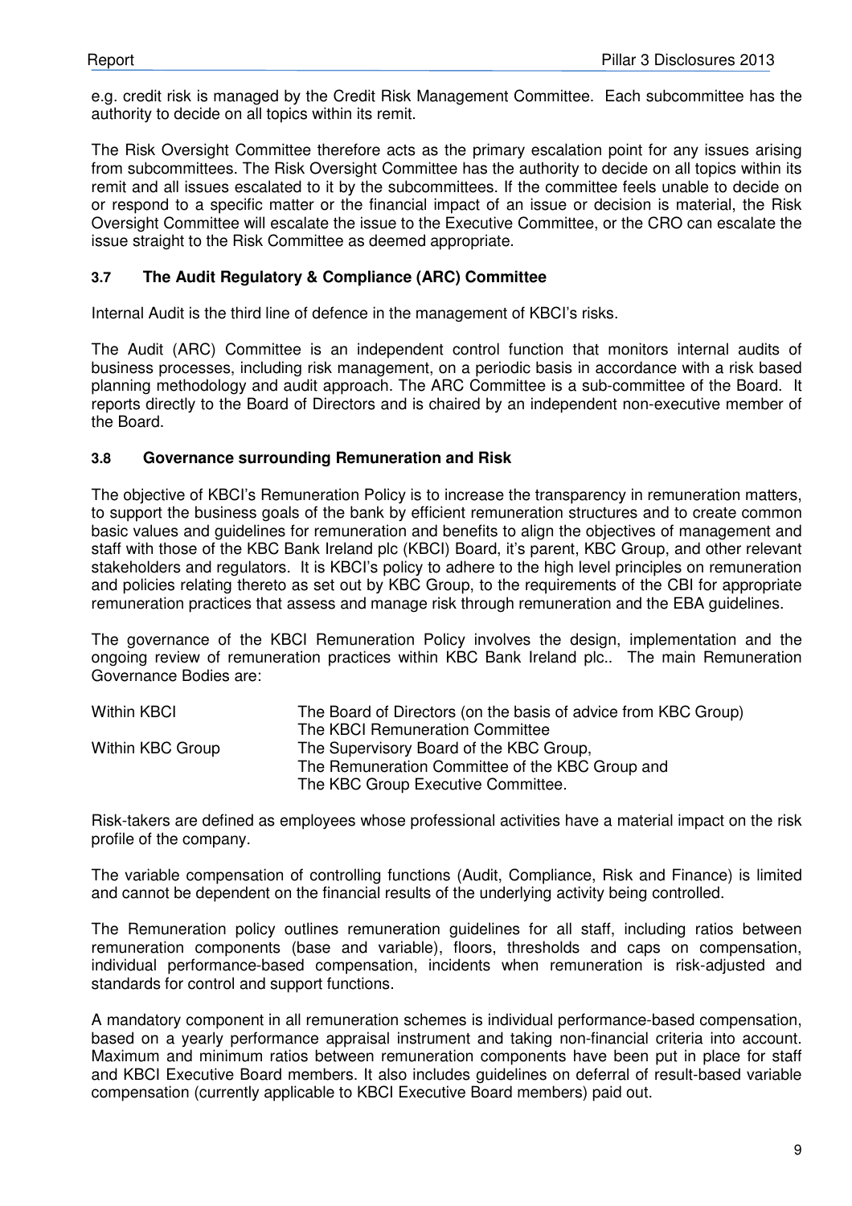e.g. credit risk is managed by the Credit Risk Management Committee. Each subcommittee has the authority to decide on all topics within its remit.

The Risk Oversight Committee therefore acts as the primary escalation point for any issues arising from subcommittees. The Risk Oversight Committee has the authority to decide on all topics within its remit and all issues escalated to it by the subcommittees. If the committee feels unable to decide on or respond to a specific matter or the financial impact of an issue or decision is material, the Risk Oversight Committee will escalate the issue to the Executive Committee, or the CRO can escalate the issue straight to the Risk Committee as deemed appropriate.

### 3.7 The Audit Regulatory & Compliance (ARC) Committee

Internal Audit is the third line of defence in the management of KBCI's risks.

The Audit (ARC) Committee is an independent control function that monitors internal audits of business processes, including risk management, on a periodic basis in accordance with a risk based planning methodology and audit approach. The ARC Committee is a sub-committee of the Board. It reports directly to the Board of Directors and is chaired by an independent non-executive member of the Board.

### 3.8 Governance surrounding Remuneration and Risk

The objective of KBCI's Remuneration Policy is to increase the transparency in remuneration matters, to support the business goals of the bank by efficient remuneration structures and to create common basic values and guidelines for remuneration and benefits to align the objectives of management and staff with those of the KBC Bank Ireland plc (KBCI) Board, it's parent, KBC Group, and other relevant stakeholders and regulators. It is KBCI's policy to adhere to the high level principles on remuneration and policies relating thereto as set out by KBC Group, to the requirements of the CBI for appropriate remuneration practices that assess and manage risk through remuneration and the EBA guidelines.

The governance of the KBCI Remuneration Policy involves the design, implementation and the ongoing review of remuneration practices within KBC Bank Ireland plc.. The main Remuneration Governance Bodies are:

| | |
|---|---|
| Within KBCI | The Board of Directors (on the basis of advice from KBC Group)<br>The KBCI Remuneration Committee |
| Within KBC Group | The Supervisory Board of the KBC Group,<br>The Remuneration Committee of the KBC Group and<br>The KBC Group Executive Committee. |

Risk-takers are defined as employees whose professional activities have a material impact on the risk profile of the company.

The variable compensation of controlling functions (Audit, Compliance, Risk and Finance) is limited and cannot be dependent on the financial results of the underlying activity being controlled.

The Remuneration policy outlines remuneration guidelines for all staff, including ratios between remuneration components (base and variable), floors, thresholds and caps on compensation, individual performance-based compensation, incidents when remuneration is risk-adjusted and standards for control and support functions.

A mandatory component in all remuneration schemes is individual performance-based compensation, based on a yearly performance appraisal instrument and taking non-financial criteria into account. Maximum and minimum ratios between remuneration components have been put in place for staff and KBCI Executive Board members. It also includes guidelines on deferral of result-based variable compensation (currently applicable to KBCI Executive Board members) paid out.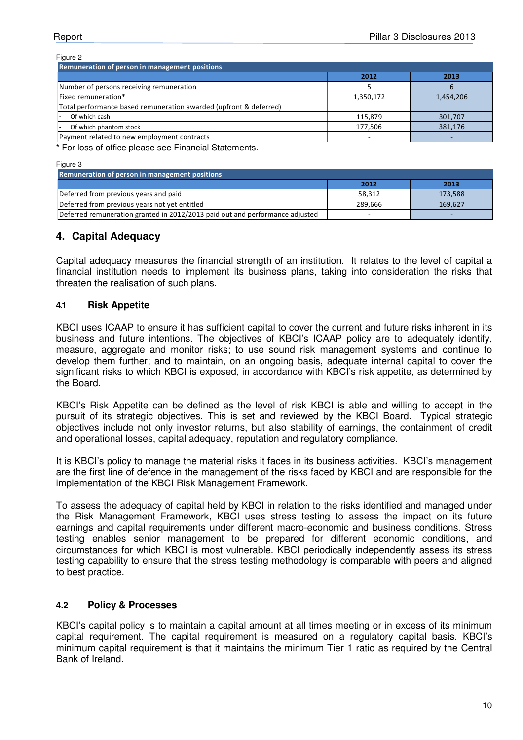Figure 2

| Remuneration of person in management positions | | |
|---|---|---|
| | 2012 | 2013 |
| Number of persons receiving remuneration | 5 | 6 |
| Fixed remuneration* | 1,350,172 | 1,454,206 |
| Total performance based remuneration awarded (upfront & deferred) | | |
| - Of which cash | 115,879 | 301,707 |
| - Of which phantom stock | 177,506 | 381,176 |
| Payment related to new employment contracts | - | - |

* For loss of office please see Financial Statements.

Figure 3

| Remuneration of person in management positions | | |
|---|---|---|
| | 2012 | 2013 |
| Deferred from previous years and paid | 58,312 | 173,588 |
| Deferred from previous years not yet entitled | 289,666 | 169,627 |
| Deferred remuneration granted in 2012/2013 paid out and performance adjusted | - | - |

## 4. Capital Adequacy

Capital adequacy measures the financial strength of an institution. It relates to the level of capital a financial institution needs to implement its business plans, taking into consideration the risks that threaten the realisation of such plans.

### 4.1 Risk Appetite

KBCI uses ICAAP to ensure it has sufficient capital to cover the current and future risks inherent in its business and future intentions. The objectives of KBCI's ICAAP policy are to adequately identify, measure, aggregate and monitor risks; to use sound risk management systems and continue to develop them further; and to maintain, on an ongoing basis, adequate internal capital to cover the significant risks to which KBCI is exposed, in accordance with KBCI's risk appetite, as determined by the Board.

KBCI's Risk Appetite can be defined as the level of risk KBCI is able and willing to accept in the pursuit of its strategic objectives. This is set and reviewed by the KBCI Board. Typical strategic objectives include not only investor returns, but also stability of earnings, the containment of credit and operational losses, capital adequacy, reputation and regulatory compliance.

It is KBCI's policy to manage the material risks it faces in its business activities. KBCI's management are the first line of defence in the management of the risks faced by KBCI and are responsible for the implementation of the KBCI Risk Management Framework.

To assess the adequacy of capital held by KBCI in relation to the risks identified and managed under the Risk Management Framework, KBCI uses stress testing to assess the impact on its future earnings and capital requirements under different macro-economic and business conditions. Stress testing enables senior management to be prepared for different economic conditions, and circumstances for which KBCI is most vulnerable. KBCI periodically independently assess its stress testing capability to ensure that the stress testing methodology is comparable with peers and aligned to best practice.

### 4.2 Policy & Processes

KBCI's capital policy is to maintain a capital amount at all times meeting or in excess of its minimum capital requirement. The capital requirement is measured on a regulatory capital basis. KBCI's minimum capital requirement is that it maintains the minimum Tier 1 ratio as required by the Central Bank of Ireland.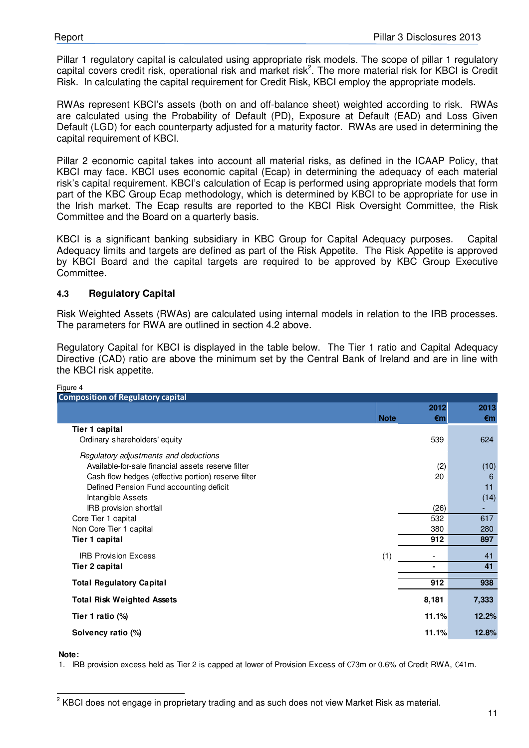Pillar 1 regulatory capital is calculated using appropriate risk models. The scope of pillar 1 regulatory capital covers credit risk, operational risk and market risk[2]. The more material risk for KBCI is Credit Risk. In calculating the capital requirement for Credit Risk, KBCI employ the appropriate models.

RWAs represent KBCI's assets (both on and off-balance sheet) weighted according to risk. RWAs are calculated using the Probability of Default (PD), Exposure at Default (EAD) and Loss Given Default (LGD) for each counterparty adjusted for a maturity factor. RWAs are used in determining the capital requirement of KBCI.

Pillar 2 economic capital takes into account all material risks, as defined in the ICAAP Policy, that KBCI may face. KBCI uses economic capital (Ecap) in determining the adequacy of each material risk's capital requirement. KBCI's calculation of Ecap is performed using appropriate models that form part of the KBC Group Ecap methodology, which is determined by KBCI to be appropriate for use in the Irish market. The Ecap results are reported to the KBCI Risk Oversight Committee, the Risk Committee and the Board on a quarterly basis.

KBCI is a significant banking subsidiary in KBC Group for Capital Adequacy purposes. Capital Adequacy limits and targets are defined as part of the Risk Appetite. The Risk Appetite is approved by KBCI Board and the capital targets are required to be approved by KBC Group Executive Committee.

### 4.3 Regulatory Capital

Risk Weighted Assets (RWAs) are calculated using internal models in relation to the IRB processes. The parameters for RWA are outlined in section 4.2 above.

Regulatory Capital for KBCI is displayed in the table below. The Tier 1 ratio and Capital Adequacy Directive (CAD) ratio are above the minimum set by the Central Bank of Ireland and are in line with the KBCI risk appetite.

Figure 4

**Composition of Regulatory capital**

| | Note | 2012 €m | 2013 €m |
|---|---|---|---|
| **Tier 1 capital** | | | |
| Ordinary shareholders' equity | | 539 | 624 |
| *Regulatory adjustments and deductions* | | | |
| Available-for-sale financial assets reserve filter | | (2) | (10) |
| Cash flow hedges (effective portion) reserve filter | | 20 | 6 |
| Defined Pension Fund accounting deficit | | | 11 |
| Intangible Assets | | | (14) |
| IRB provision shortfall | | (26) | - |
| Core Tier 1 capital | | 532 | 617 |
| Non Core Tier 1 capital | | 380 | 280 |
| **Tier 1 capital** | | **912** | **897** |
| IRB Provision Excess | (1) | - | 41 |
| **Tier 2 capital** | | **-** | **41** |
| **Total Regulatory Capital** | | **912** | **938** |
| **Total Risk Weighted Assets** | | **8,181** | **7,333** |
| **Tier 1 ratio (%)** | | **11.1%** | **12.2%** |
| **Solvency ratio (%)** | | **11.1%** | **12.8%** |

**Note:**

1. IRB provision excess held as Tier 2 is capped at lower of Provision Excess of €73m or 0.6% of Credit RWA, €41m.

[2] KBCI does not engage in proprietary trading and as such does not view Market Risk as material.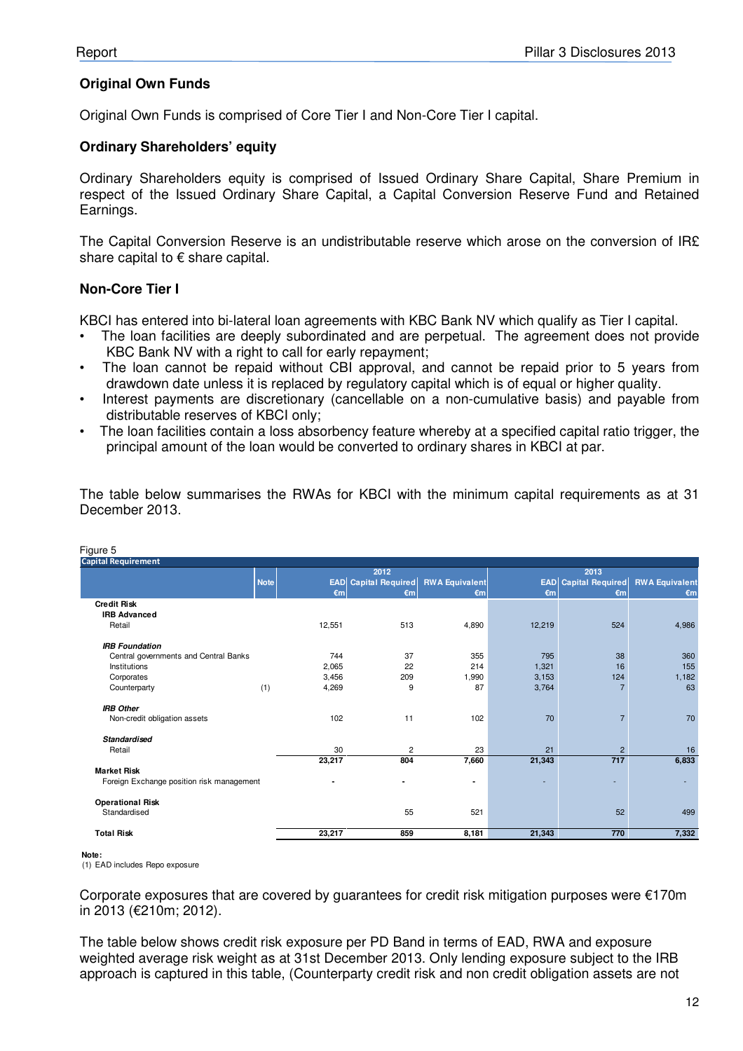### Original Own Funds

Original Own Funds is comprised of Core Tier I and Non-Core Tier I capital.

### Ordinary Shareholders' equity

Ordinary Shareholders equity is comprised of Issued Ordinary Share Capital, Share Premium in respect of the Issued Ordinary Share Capital, a Capital Conversion Reserve Fund and Retained Earnings.

The Capital Conversion Reserve is an undistributable reserve which arose on the conversion of IR£ share capital to € share capital.

### Non-Core Tier I

KBCI has entered into bi-lateral loan agreements with KBC Bank NV which qualify as Tier I capital.

- The loan facilities are deeply subordinated and are perpetual. The agreement does not provide KBC Bank NV with a right to call for early repayment;
- The loan cannot be repaid without CBI approval, and cannot be repaid prior to 5 years from drawdown date unless it is replaced by regulatory capital which is of equal or higher quality.
- Interest payments are discretionary (cancellable on a non-cumulative basis) and payable from distributable reserves of KBCI only;
- The loan facilities contain a loss absorbency feature whereby at a specified capital ratio trigger, the principal amount of the loan would be converted to ordinary shares in KBCI at par.

The table below summarises the RWAs for KBCI with the minimum capital requirements as at 31 December 2013.

Figure 5

**Capital Requirement**

| | Note | 2012 | | | 2013 | | |
|---|---|---|---|---|---|---|---|
| | | EAD €m | Capital Required €m | RWA Equivalent €m | EAD €m | Capital Required €m | RWA Equivalent €m |
| **Credit Risk** | | | | | | | |
| **IRB Advanced** | | | | | | | |
| Retail | | 12,551 | 513 | 4,890 | 12,219 | 524 | 4,986 |
| ***IRB Foundation*** | | | | | | | |
| Central governments and Central Banks | | 744 | 37 | 355 | 795 | 38 | 360 |
| Institutions | | 2,065 | 22 | 214 | 1,321 | 16 | 155 |
| Corporates | | 3,456 | 209 | 1,990 | 3,153 | 124 | 1,182 |
| Counterparty | (1) | 4,269 | 9 | 87 | 3,764 | 7 | 63 |
| ***IRB Other*** | | | | | | | |
| Non-credit obligation assets | | 102 | 11 | 102 | 70 | 7 | 70 |
| ***Standardised*** | | | | | | | |
| Retail | | 30 | 2 | 23 | 21 | 2 | 16 |
| | | **23,217** | **804** | **7,660** | **21,343** | **717** | **6,833** |
| **Market Risk** | | | | | | | |
| Foreign Exchange position risk management | | - | - | - | - | - | - |
| **Operational Risk** | | | | | | | |
| Standardised | | | 55 | 521 | | 52 | 499 |
| **Total Risk** | | **23,217** | **859** | **8,181** | **21,343** | **770** | **7,332** |

**Note:**
(1) EAD includes Repo exposure

Corporate exposures that are covered by guarantees for credit risk mitigation purposes were €170m in 2013 (€210m; 2012).

The table below shows credit risk exposure per PD Band in terms of EAD, RWA and exposure weighted average risk weight as at 31st December 2013. Only lending exposure subject to the IRB approach is captured in this table, (Counterparty credit risk and non credit obligation assets are not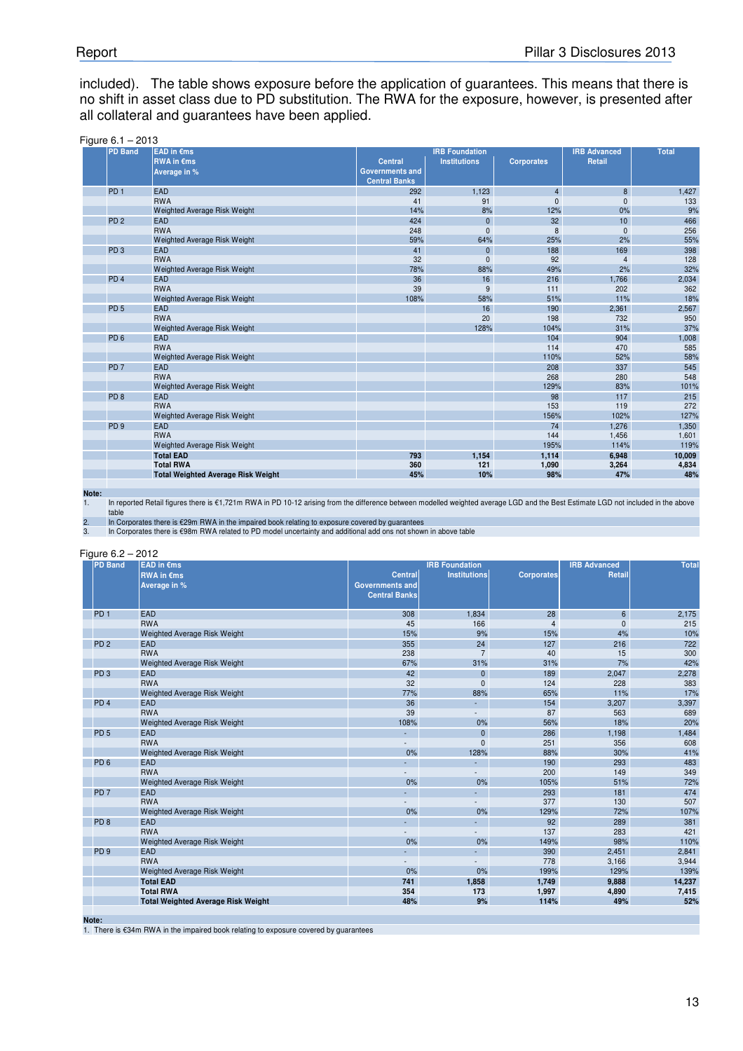included). The table shows exposure before the application of guarantees. This means that there is no shift in asset class due to PD substitution. The RWA for the exposure, however, is presented after all collateral and guarantees have been applied.

Figure 6.1 – 2013

| PD Band | EAD in €ms<br>RWA in €ms<br>Average in % | IRB Foundation | | | IRB Advanced | Total |
|---|---|---|---|---|---|---|
| | | Central Governments and Central Banks | Institutions | Corporates | Retail | |
| PD 1 | EAD | 292 | 1,123 | 4 | 8 | 1,427 |
| | RWA | 41 | 91 | 0 | 0 | 133 |
| | Weighted Average Risk Weight | 14% | 8% | 12% | 0% | 9% |
| PD 2 | EAD | 424 | 0 | 32 | 10 | 466 |
| | RWA | 248 | 0 | 8 | 0 | 256 |
| | Weighted Average Risk Weight | 59% | 64% | 25% | 2% | 55% |
| PD 3 | EAD | 41 | 0 | 188 | 169 | 398 |
| | RWA | 32 | 0 | 92 | 4 | 128 |
| | Weighted Average Risk Weight | 78% | 88% | 49% | 2% | 32% |
| PD 4 | EAD | 36 | 16 | 216 | 1,766 | 2,034 |
| | RWA | 39 | 9 | 111 | 202 | 362 |
| | Weighted Average Risk Weight | 108% | 58% | 51% | 11% | 18% |
| PD 5 | EAD | | 16 | 190 | 2,361 | 2,567 |
| | RWA | | 20 | 198 | 732 | 950 |
| | Weighted Average Risk Weight | | 128% | 104% | 31% | 37% |
| PD 6 | EAD | | | 104 | 904 | 1,008 |
| | RWA | | | 114 | 470 | 585 |
| | Weighted Average Risk Weight | | | 110% | 52% | 58% |
| PD 7 | EAD | | | 208 | 337 | 545 |
| | RWA | | | 268 | 280 | 548 |
| | Weighted Average Risk Weight | | | 129% | 83% | 101% |
| PD 8 | EAD | | | 98 | 117 | 215 |
| | RWA | | | 153 | 119 | 272 |
| | Weighted Average Risk Weight | | | 156% | 102% | 127% |
| PD 9 | EAD | | | 74 | 1,276 | 1,350 |
| | RWA | | | 144 | 1,456 | 1,601 |
| | Weighted Average Risk Weight | | | 195% | 114% | 119% |
| | **Total EAD** | **793** | **1,154** | **1,114** | **6,948** | **10,009** |
| | **Total RWA** | **360** | **121** | **1,090** | **3,264** | **4,834** |
| | **Total Weighted Average Risk Weight** | **45%** | **10%** | **98%** | **47%** | **48%** |

**Note:**
1. In reported Retail figures there is €1,721m RWA in PD 10-12 arising from the difference between modelled weighted average LGD and the Best Estimate LGD not included in the above table
2. In Corporates there is €29m RWA in the impaired book relating to exposure covered by guarantees
3. In Corporates there is €98m RWA related to PD model uncertainty and additional add ons not shown in above table

Figure 6.2 – 2012

| PD Band | EAD in €ms<br>RWA in €ms<br>Average in % | IRB Foundation | | | IRB Advanced | Total |
|---|---|---|---|---|---|---|
| | | Central Governments and Central Banks | Institutions | Corporates | Retail | |
| PD 1 | EAD | 308 | 1,834 | 28 | 6 | 2,175 |
| | RWA | 45 | 166 | 4 | 0 | 215 |
| | Weighted Average Risk Weight | 15% | 9% | 15% | 4% | 10% |
| PD 2 | EAD | 355 | 24 | 127 | 216 | 722 |
| | RWA | 238 | 7 | 40 | 15 | 300 |
| | Weighted Average Risk Weight | 67% | 31% | 31% | 7% | 42% |
| PD 3 | EAD | 42 | 0 | 189 | 2,047 | 2,278 |
| | RWA | 32 | 0 | 124 | 228 | 383 |
| | Weighted Average Risk Weight | 77% | 88% | 65% | 11% | 17% |
| PD 4 | EAD | 36 | - | 154 | 3,207 | 3,397 |
| | RWA | 39 | - | 87 | 563 | 689 |
| | Weighted Average Risk Weight | 108% | 0% | 56% | 18% | 20% |
| PD 5 | EAD | - | 0 | 286 | 1,198 | 1,484 |
| | RWA | - | 0 | 251 | 356 | 608 |
| | Weighted Average Risk Weight | 0% | 128% | 88% | 30% | 41% |
| PD 6 | EAD | - | - | 190 | 293 | 483 |
| | RWA | - | - | 200 | 149 | 349 |
| | Weighted Average Risk Weight | 0% | 0% | 105% | 51% | 72% |
| PD 7 | EAD | - | - | 293 | 181 | 474 |
| | RWA | - | - | 377 | 130 | 507 |
| | Weighted Average Risk Weight | 0% | 0% | 129% | 72% | 107% |
| PD 8 | EAD | - | - | 92 | 289 | 381 |
| | RWA | - | - | 137 | 283 | 421 |
| | Weighted Average Risk Weight | 0% | 0% | 149% | 98% | 110% |
| PD 9 | EAD | - | - | 390 | 2,451 | 2,841 |
| | RWA | - | - | 778 | 3,166 | 3,944 |
| | Weighted Average Risk Weight | 0% | 0% | 199% | 129% | 139% |
| | **Total EAD** | **741** | **1,858** | **1,749** | **9,888** | **14,237** |
| | **Total RWA** | **354** | **173** | **1,997** | **4,890** | **7,415** |
| | **Total Weighted Average Risk Weight** | **48%** | **9%** | **114%** | **49%** | **52%** |

**Note:**
1. There is €34m RWA in the impaired book relating to exposure covered by guarantees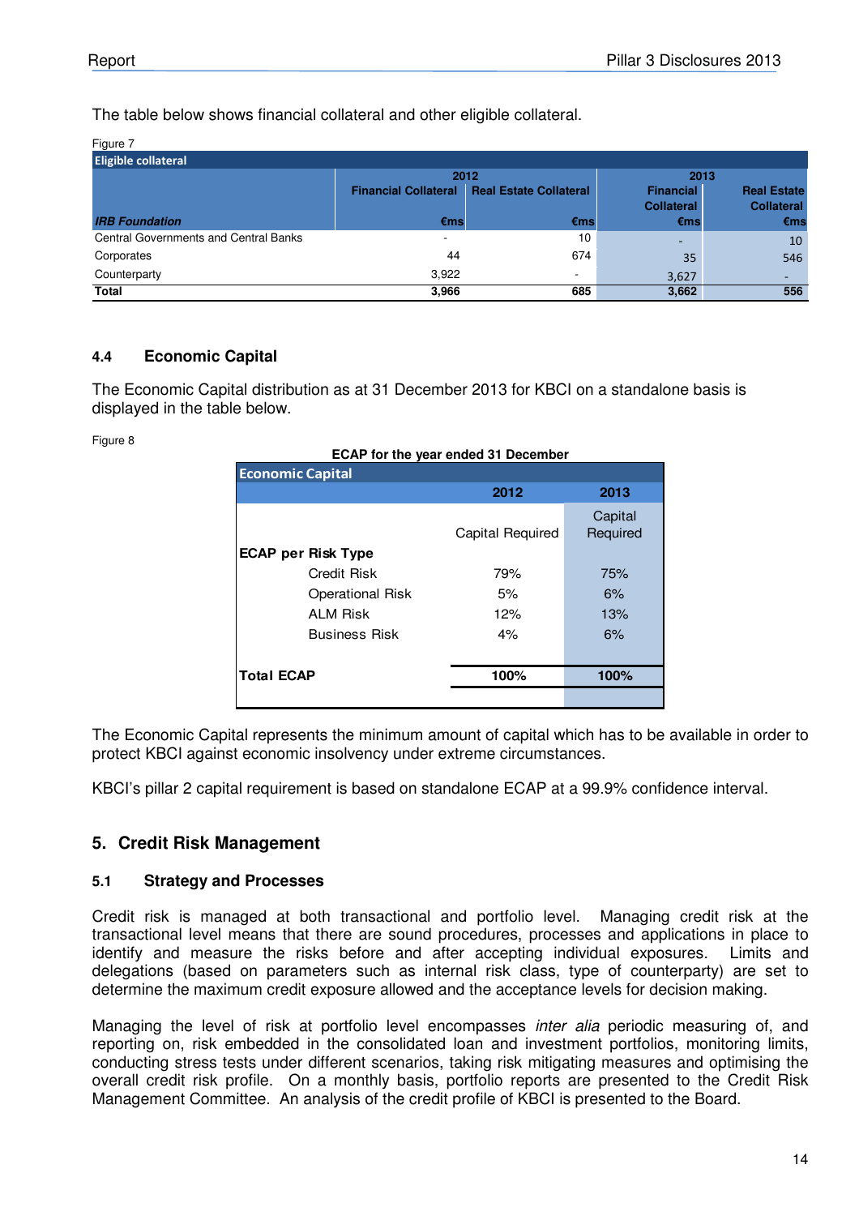The table below shows financial collateral and other eligible collateral.

Figure 7

| Eligible collateral | 2012 | | 2013 | |
|---|---|---|---|---|
| | Financial Collateral | Real Estate Collateral | Financial Collateral | Real Estate Collateral |
| *IRB Foundation* | €ms | €ms | €ms | €ms |
| Central Governments and Central Banks | - | 10 | - | 10 |
| Corporates | 44 | 674 | 35 | 546 |
| Counterparty | 3,922 | - | 3,627 | - |
| **Total** | **3,966** | **685** | **3,662** | **556** |

### 4.4 Economic Capital

The Economic Capital distribution as at 31 December 2013 for KBCI on a standalone basis is displayed in the table below.

Figure 8

**ECAP for the year ended 31 December**

| Economic Capital | 2012 | 2013 |
|---|---|---|
| | Capital Required | Capital Required |
| **ECAP per Risk Type** | | |
| Credit Risk | 79% | 75% |
| Operational Risk | 5% | 6% |
| ALM Risk | 12% | 13% |
| Business Risk | 4% | 6% |
| **Total ECAP** | **100%** | **100%** |

The Economic Capital represents the minimum amount of capital which has to be available in order to protect KBCI against economic insolvency under extreme circumstances.

KBCI's pillar 2 capital requirement is based on standalone ECAP at a 99.9% confidence interval.

## 5. Credit Risk Management

### 5.1 Strategy and Processes

Credit risk is managed at both transactional and portfolio level. Managing credit risk at the transactional level means that there are sound procedures, processes and applications in place to identify and measure the risks before and after accepting individual exposures. Limits and delegations (based on parameters such as internal risk class, type of counterparty) are set to determine the maximum credit exposure allowed and the acceptance levels for decision making.

Managing the level of risk at portfolio level encompasses *inter alia* periodic measuring of, and reporting on, risk embedded in the consolidated loan and investment portfolios, monitoring limits, conducting stress tests under different scenarios, taking risk mitigating measures and optimising the overall credit risk profile. On a monthly basis, portfolio reports are presented to the Credit Risk Management Committee. An analysis of the credit profile of KBCI is presented to the Board.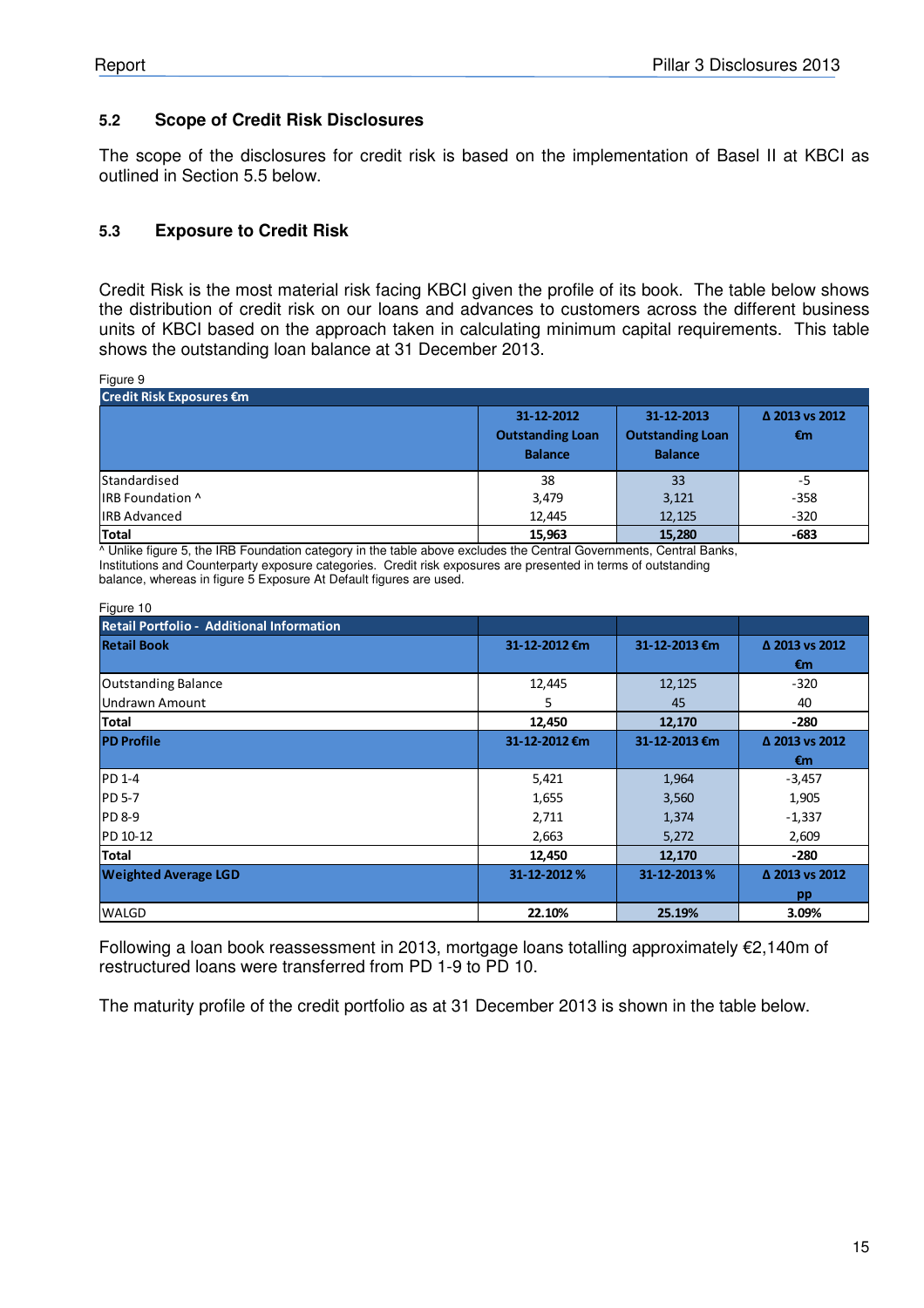### 5.2 Scope of Credit Risk Disclosures

The scope of the disclosures for credit risk is based on the implementation of Basel II at KBCI as outlined in Section 5.5 below.

### 5.3 Exposure to Credit Risk

Credit Risk is the most material risk facing KBCI given the profile of its book. The table below shows the distribution of credit risk on our loans and advances to customers across the different business units of KBCI based on the approach taken in calculating minimum capital requirements. This table shows the outstanding loan balance at 31 December 2013.

Figure 9

| Credit Risk Exposures €m | 31-12-2012 Outstanding Loan Balance | 31-12-2013 Outstanding Loan Balance | Δ 2013 vs 2012 €m |
|---|---|---|---|
| Standardised | 38 | 33 | -5 |
| IRB Foundation ^ | 3,479 | 3,121 | -358 |
| IRB Advanced | 12,445 | 12,125 | -320 |
| **Total** | **15,963** | **15,280** | **-683** |

^ Unlike figure 5, the IRB Foundation category in the table above excludes the Central Governments, Central Banks, Institutions and Counterparty exposure categories. Credit risk exposures are presented in terms of outstanding balance, whereas in figure 5 Exposure At Default figures are used.

Figure 10

| Retail Portfolio - Additional Information | | | |
|---|---|---|---|
| **Retail Book** | **31-12-2012 €m** | **31-12-2013 €m** | **Δ 2013 vs 2012 €m** |
| Outstanding Balance | 12,445 | 12,125 | -320 |
| Undrawn Amount | 5 | 45 | 40 |
| **Total** | **12,450** | **12,170** | **-280** |
| **PD Profile** | **31-12-2012 €m** | **31-12-2013 €m** | **Δ 2013 vs 2012 €m** |
| PD 1-4 | 5,421 | 1,964 | -3,457 |
| PD 5-7 | 1,655 | 3,560 | 1,905 |
| PD 8-9 | 2,711 | 1,374 | -1,337 |
| PD 10-12 | 2,663 | 5,272 | 2,609 |
| **Total** | **12,450** | **12,170** | **-280** |
| **Weighted Average LGD** | **31-12-2012 %** | **31-12-2013 %** | **Δ 2013 vs 2012 pp** |
| WALGD | **22.10%** | **25.19%** | **3.09%** |

Following a loan book reassessment in 2013, mortgage loans totalling approximately €2,140m of restructured loans were transferred from PD 1-9 to PD 10.

The maturity profile of the credit portfolio as at 31 December 2013 is shown in the table below.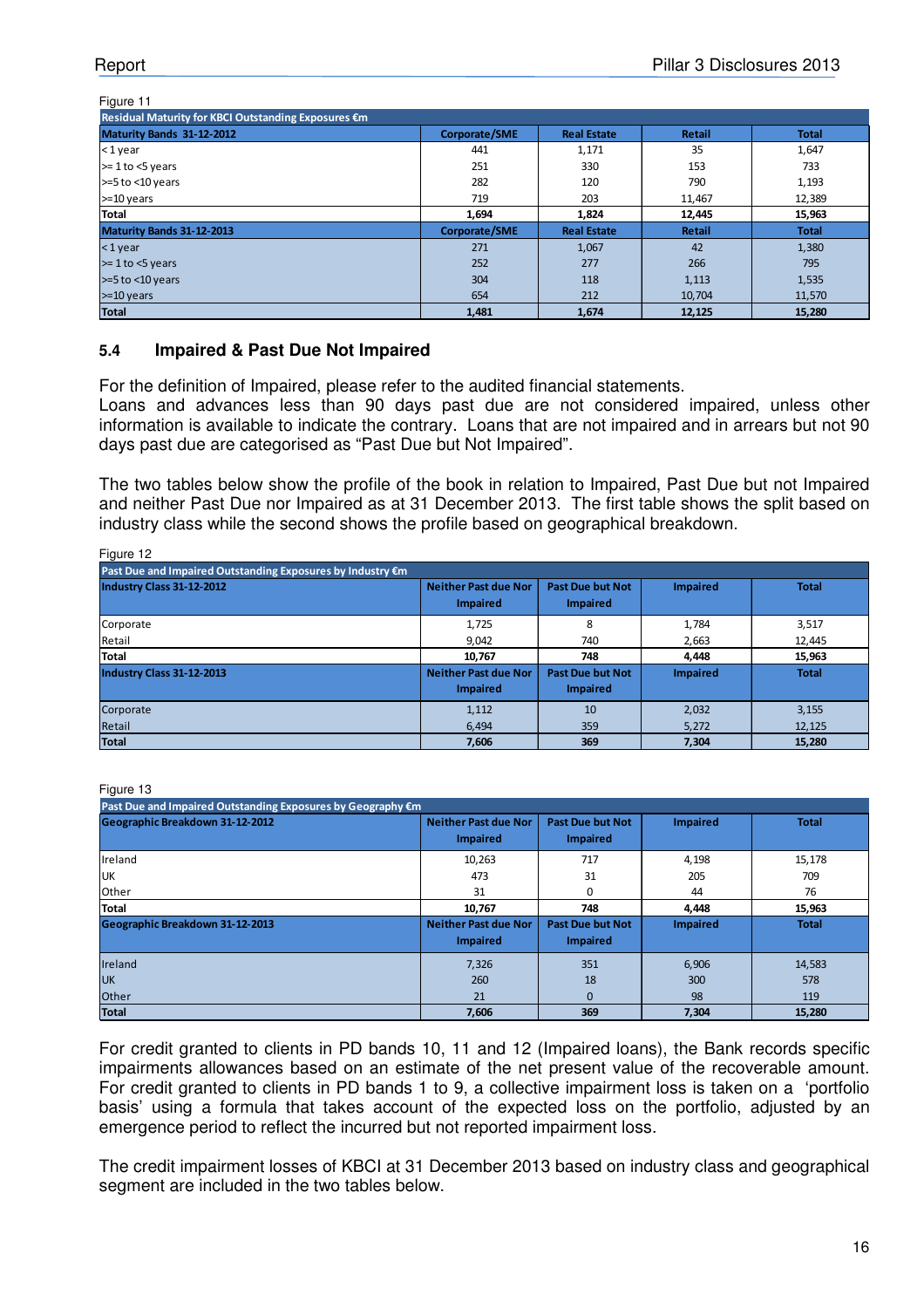Figure 11

| Residual Maturity for KBCI Outstanding Exposures €m | | | | |
|---|---|---|---|---|
| **Maturity Bands 31-12-2012** | **Corporate/SME** | **Real Estate** | **Retail** | **Total** |
| < 1 year | 441 | 1,171 | 35 | 1,647 |
| >= 1 to <5 years | 251 | 330 | 153 | 733 |
| >=5 to <10 years | 282 | 120 | 790 | 1,193 |
| >=10 years | 719 | 203 | 11,467 | 12,389 |
| **Total** | **1,694** | **1,824** | **12,445** | **15,963** |
| **Maturity Bands 31-12-2013** | **Corporate/SME** | **Real Estate** | **Retail** | **Total** |
| < 1 year | 271 | 1,067 | 42 | 1,380 |
| >= 1 to <5 years | 252 | 277 | 266 | 795 |
| >=5 to <10 years | 304 | 118 | 1,113 | 1,535 |
| >=10 years | 654 | 212 | 10,704 | 11,570 |
| **Total** | **1,481** | **1,674** | **12,125** | **15,280** |

## 5.4 Impaired & Past Due Not Impaired

For the definition of Impaired, please refer to the audited financial statements.
Loans and advances less than 90 days past due are not considered impaired, unless other information is available to indicate the contrary. Loans that are not impaired and in arrears but not 90 days past due are categorised as "Past Due but Not Impaired".

The two tables below show the profile of the book in relation to Impaired, Past Due but not Impaired and neither Past Due nor Impaired as at 31 December 2013. The first table shows the split based on industry class while the second shows the profile based on geographical breakdown.

Figure 12

| Past Due and Impaired Outstanding Exposures by Industry €m | | | | |
|---|---|---|---|---|
| **Industry Class 31-12-2012** | **Neither Past due Nor Impaired** | **Past Due but Not Impaired** | **Impaired** | **Total** |
| Corporate | 1,725 | 8 | 1,784 | 3,517 |
| Retail | 9,042 | 740 | 2,663 | 12,445 |
| **Total** | **10,767** | **748** | **4,448** | **15,963** |
| **Industry Class 31-12-2013** | **Neither Past due Nor Impaired** | **Past Due but Not Impaired** | **Impaired** | **Total** |
| Corporate | 1,112 | 10 | 2,032 | 3,155 |
| Retail | 6,494 | 359 | 5,272 | 12,125 |
| **Total** | **7,606** | **369** | **7,304** | **15,280** |

Figure 13

| Past Due and Impaired Outstanding Exposures by Geography €m | | | | |
|---|---|---|---|---|
| **Geographic Breakdown 31-12-2012** | **Neither Past due Nor Impaired** | **Past Due but Not Impaired** | **Impaired** | **Total** |
| Ireland | 10,263 | 717 | 4,198 | 15,178 |
| UK | 473 | 31 | 205 | 709 |
| Other | 31 | 0 | 44 | 76 |
| **Total** | **10,767** | **748** | **4,448** | **15,963** |
| **Geographic Breakdown 31-12-2013** | **Neither Past due Nor Impaired** | **Past Due but Not Impaired** | **Impaired** | **Total** |
| Ireland | 7,326 | 351 | 6,906 | 14,583 |
| UK | 260 | 18 | 300 | 578 |
| Other | 21 | 0 | 98 | 119 |
| **Total** | **7,606** | **369** | **7,304** | **15,280** |

For credit granted to clients in PD bands 10, 11 and 12 (Impaired loans), the Bank records specific impairments allowances based on an estimate of the net present value of the recoverable amount. For credit granted to clients in PD bands 1 to 9, a collective impairment loss is taken on a 'portfolio basis' using a formula that takes account of the expected loss on the portfolio, adjusted by an emergence period to reflect the incurred but not reported impairment loss.

The credit impairment losses of KBCI at 31 December 2013 based on industry class and geographical segment are included in the two tables below.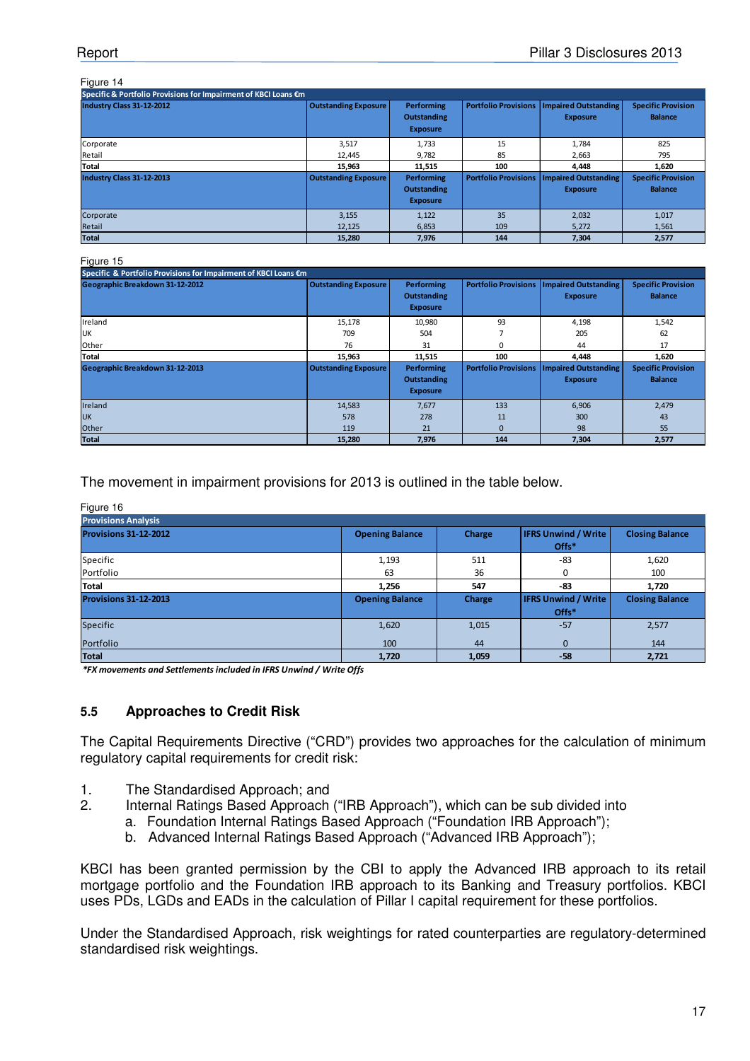Figure 14

| Specific & Portfolio Provisions for Impairment of KBCI Loans €m | | | | | |
|---|---|---|---|---|---|
| **Industry Class 31-12-2012** | **Outstanding Exposure** | **Performing Outstanding Exposure** | **Portfolio Provisions** | **Impaired Outstanding Exposure** | **Specific Provision Balance** |
| Corporate | 3,517 | 1,733 | 15 | 1,784 | 825 |
| Retail | 12,445 | 9,782 | 85 | 2,663 | 795 |
| **Total** | **15,963** | **11,515** | **100** | **4,448** | **1,620** |
| **Industry Class 31-12-2013** | **Outstanding Exposure** | **Performing Outstanding Exposure** | **Portfolio Provisions** | **Impaired Outstanding Exposure** | **Specific Provision Balance** |
| Corporate | 3,155 | 1,122 | 35 | 2,032 | 1,017 |
| Retail | 12,125 | 6,853 | 109 | 5,272 | 1,561 |
| **Total** | **15,280** | **7,976** | **144** | **7,304** | **2,577** |

Figure 15

| Specific & Portfolio Provisions for Impairment of KBCI Loans €m | | | | | |
|---|---|---|---|---|---|
| **Geographic Breakdown 31-12-2012** | **Outstanding Exposure** | **Performing Outstanding Exposure** | **Portfolio Provisions** | **Impaired Outstanding Exposure** | **Specific Provision Balance** |
| Ireland | 15,178 | 10,980 | 93 | 4,198 | 1,542 |
| UK | 709 | 504 | 7 | 205 | 62 |
| Other | 76 | 31 | 0 | 44 | 17 |
| **Total** | **15,963** | **11,515** | **100** | **4,448** | **1,620** |
| **Geographic Breakdown 31-12-2013** | **Outstanding Exposure** | **Performing Outstanding Exposure** | **Portfolio Provisions** | **Impaired Outstanding Exposure** | **Specific Provision Balance** |
| Ireland | 14,583 | 7,677 | 133 | 6,906 | 2,479 |
| UK | 578 | 278 | 11 | 300 | 43 |
| Other | 119 | 21 | 0 | 98 | 55 |
| **Total** | **15,280** | **7,976** | **144** | **7,304** | **2,577** |

The movement in impairment provisions for 2013 is outlined in the table below.

Figure 16

| Provisions Analysis | | | | |
|---|---|---|---|---|
| **Provisions 31-12-2012** | **Opening Balance** | **Charge** | **IFRS Unwind / Write Offs*** | **Closing Balance** |
| Specific | 1,193 | 511 | -83 | 1,620 |
| Portfolio | 63 | 36 | 0 | 100 |
| **Total** | **1,256** | **547** | **-83** | **1,720** |
| **Provisions 31-12-2013** | **Opening Balance** | **Charge** | **IFRS Unwind / Write Offs*** | **Closing Balance** |
| Specific | 1,620 | 1,015 | -57 | 2,577 |
| Portfolio | 100 | 44 | 0 | 144 |
| **Total** | **1,720** | **1,059** | **-58** | **2,721** |

*\*FX movements and Settlements included in IFRS Unwind / Write Offs*

## 5.5 Approaches to Credit Risk

The Capital Requirements Directive ("CRD") provides two approaches for the calculation of minimum regulatory capital requirements for credit risk:

1. The Standardised Approach; and
2. Internal Ratings Based Approach ("IRB Approach"), which can be sub divided into
   a. Foundation Internal Ratings Based Approach ("Foundation IRB Approach");
   b. Advanced Internal Ratings Based Approach ("Advanced IRB Approach");

KBCI has been granted permission by the CBI to apply the Advanced IRB approach to its retail mortgage portfolio and the Foundation IRB approach to its Banking and Treasury portfolios. KBCI uses PDs, LGDs and EADs in the calculation of Pillar I capital requirement for these portfolios.

Under the Standardised Approach, risk weightings for rated counterparties are regulatory-determined standardised risk weightings.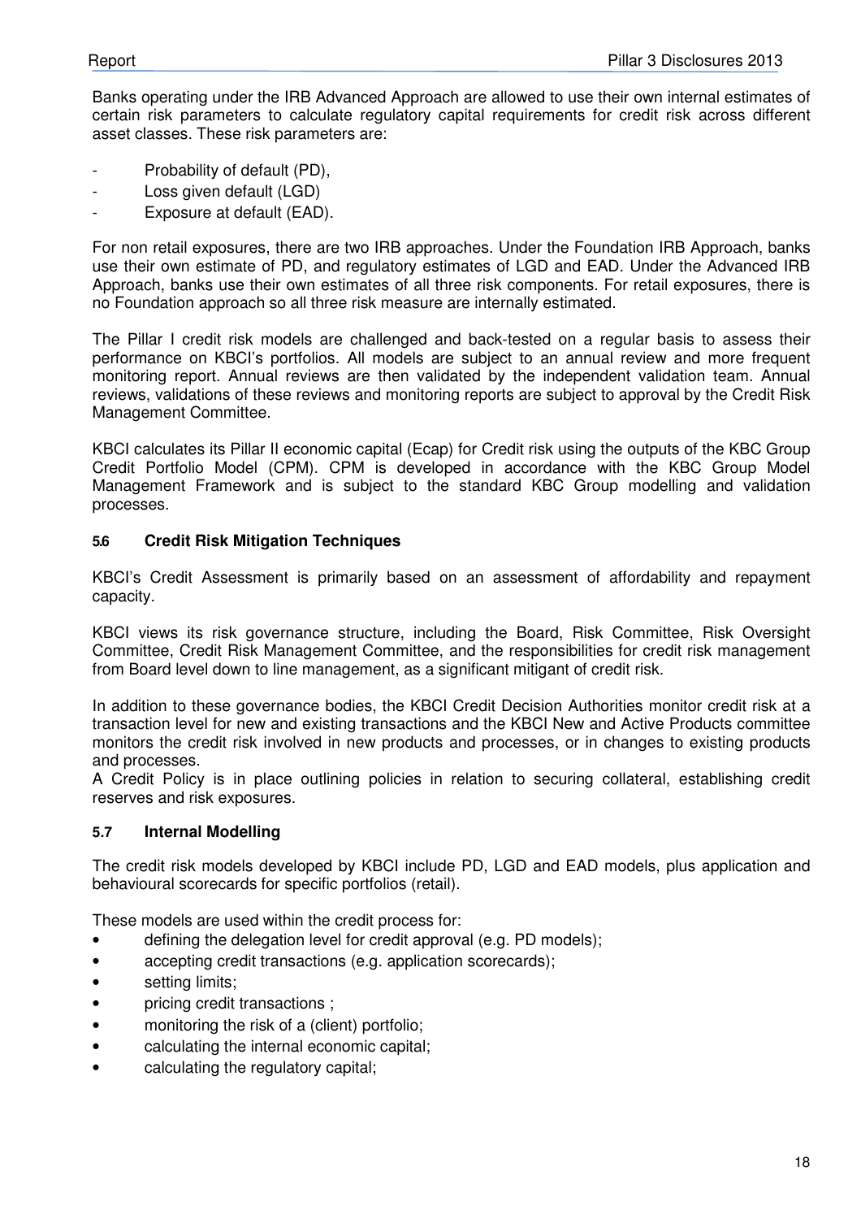Banks operating under the IRB Advanced Approach are allowed to use their own internal estimates of certain risk parameters to calculate regulatory capital requirements for credit risk across different asset classes. These risk parameters are:

- Probability of default (PD),
- Loss given default (LGD)
- Exposure at default (EAD).

For non retail exposures, there are two IRB approaches. Under the Foundation IRB Approach, banks use their own estimate of PD, and regulatory estimates of LGD and EAD. Under the Advanced IRB Approach, banks use their own estimates of all three risk components. For retail exposures, there is no Foundation approach so all three risk measure are internally estimated.

The Pillar I credit risk models are challenged and back-tested on a regular basis to assess their performance on KBCI's portfolios. All models are subject to an annual review and more frequent monitoring report. Annual reviews are then validated by the independent validation team. Annual reviews, validations of these reviews and monitoring reports are subject to approval by the Credit Risk Management Committee.

KBCI calculates its Pillar II economic capital (Ecap) for Credit risk using the outputs of the KBC Group Credit Portfolio Model (CPM). CPM is developed in accordance with the KBC Group Model Management Framework and is subject to the standard KBC Group modelling and validation processes.

### 5.6 Credit Risk Mitigation Techniques

KBCI's Credit Assessment is primarily based on an assessment of affordability and repayment capacity.

KBCI views its risk governance structure, including the Board, Risk Committee, Risk Oversight Committee, Credit Risk Management Committee, and the responsibilities for credit risk management from Board level down to line management, as a significant mitigant of credit risk.

In addition to these governance bodies, the KBCI Credit Decision Authorities monitor credit risk at a transaction level for new and existing transactions and the KBCI New and Active Products committee monitors the credit risk involved in new products and processes, or in changes to existing products and processes.
A Credit Policy is in place outlining policies in relation to securing collateral, establishing credit reserves and risk exposures.

### 5.7 Internal Modelling

The credit risk models developed by KBCI include PD, LGD and EAD models, plus application and behavioural scorecards for specific portfolios (retail).

These models are used within the credit process for:

- defining the delegation level for credit approval (e.g. PD models);
- accepting credit transactions (e.g. application scorecards);
- setting limits;
- pricing credit transactions ;
- monitoring the risk of a (client) portfolio;
- calculating the internal economic capital;
- calculating the regulatory capital;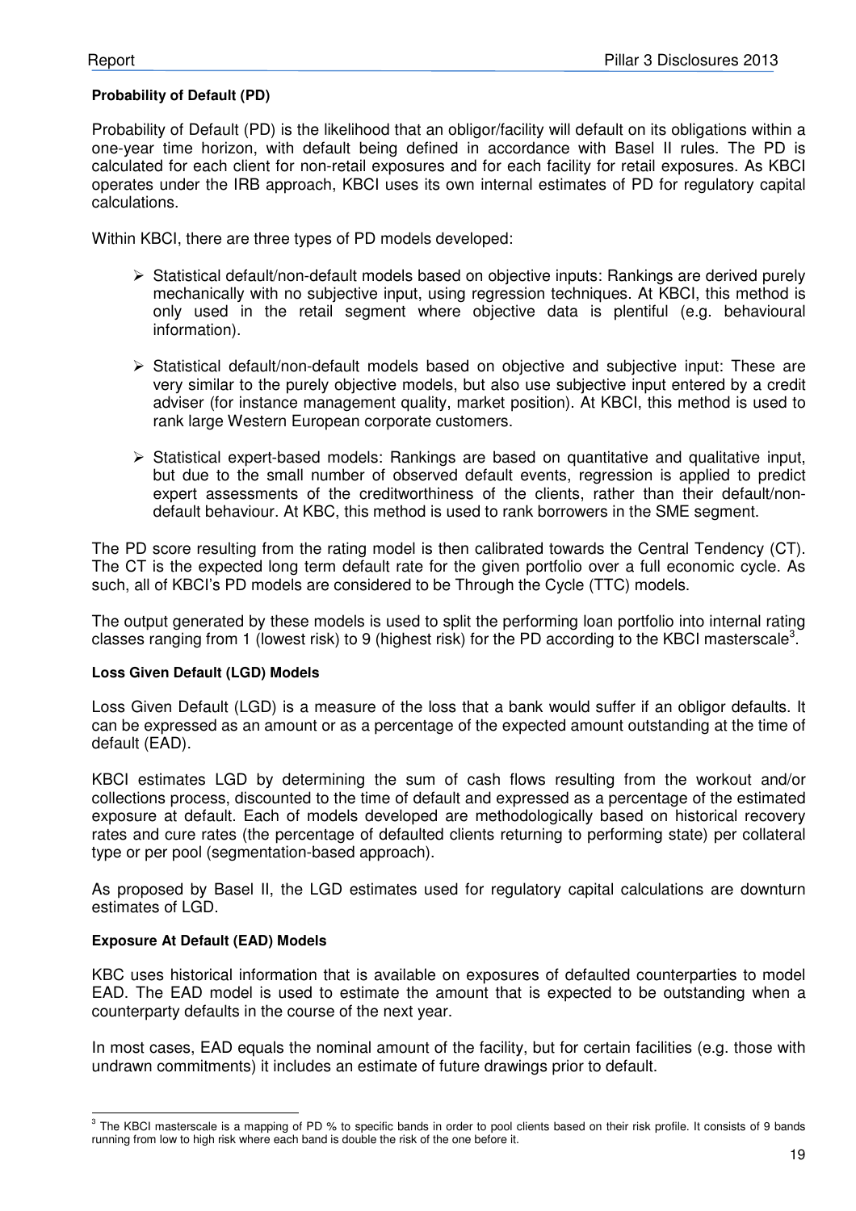**Probability of Default (PD)**

Probability of Default (PD) is the likelihood that an obligor/facility will default on its obligations within a one-year time horizon, with default being defined in accordance with Basel II rules. The PD is calculated for each client for non-retail exposures and for each facility for retail exposures. As KBCI operates under the IRB approach, KBCI uses its own internal estimates of PD for regulatory capital calculations.

Within KBCI, there are three types of PD models developed:

- Statistical default/non-default models based on objective inputs: Rankings are derived purely mechanically with no subjective input, using regression techniques. At KBCI, this method is only used in the retail segment where objective data is plentiful (e.g. behavioural information).
- Statistical default/non-default models based on objective and subjective input: These are very similar to the purely objective models, but also use subjective input entered by a credit adviser (for instance management quality, market position). At KBCI, this method is used to rank large Western European corporate customers.
- Statistical expert-based models: Rankings are based on quantitative and qualitative input, but due to the small number of observed default events, regression is applied to predict expert assessments of the creditworthiness of the clients, rather than their default/non-default behaviour. At KBC, this method is used to rank borrowers in the SME segment.

The PD score resulting from the rating model is then calibrated towards the Central Tendency (CT). The CT is the expected long term default rate for the given portfolio over a full economic cycle. As such, all of KBCI's PD models are considered to be Through the Cycle (TTC) models.

The output generated by these models is used to split the performing loan portfolio into internal rating classes ranging from 1 (lowest risk) to 9 (highest risk) for the PD according to the KBCI masterscale[3].

**Loss Given Default (LGD) Models**

Loss Given Default (LGD) is a measure of the loss that a bank would suffer if an obligor defaults. It can be expressed as an amount or as a percentage of the expected amount outstanding at the time of default (EAD).

KBCI estimates LGD by determining the sum of cash flows resulting from the workout and/or collections process, discounted to the time of default and expressed as a percentage of the estimated exposure at default. Each of models developed are methodologically based on historical recovery rates and cure rates (the percentage of defaulted clients returning to performing state) per collateral type or per pool (segmentation-based approach).

As proposed by Basel II, the LGD estimates used for regulatory capital calculations are downturn estimates of LGD.

**Exposure At Default (EAD) Models**

KBC uses historical information that is available on exposures of defaulted counterparties to model EAD. The EAD model is used to estimate the amount that is expected to be outstanding when a counterparty defaults in the course of the next year.

In most cases, EAD equals the nominal amount of the facility, but for certain facilities (e.g. those with undrawn commitments) it includes an estimate of future drawings prior to default.

---

[3] The KBCI masterscale is a mapping of PD % to specific bands in order to pool clients based on their risk profile. It consists of 9 bands running from low to high risk where each band is double the risk of the one before it.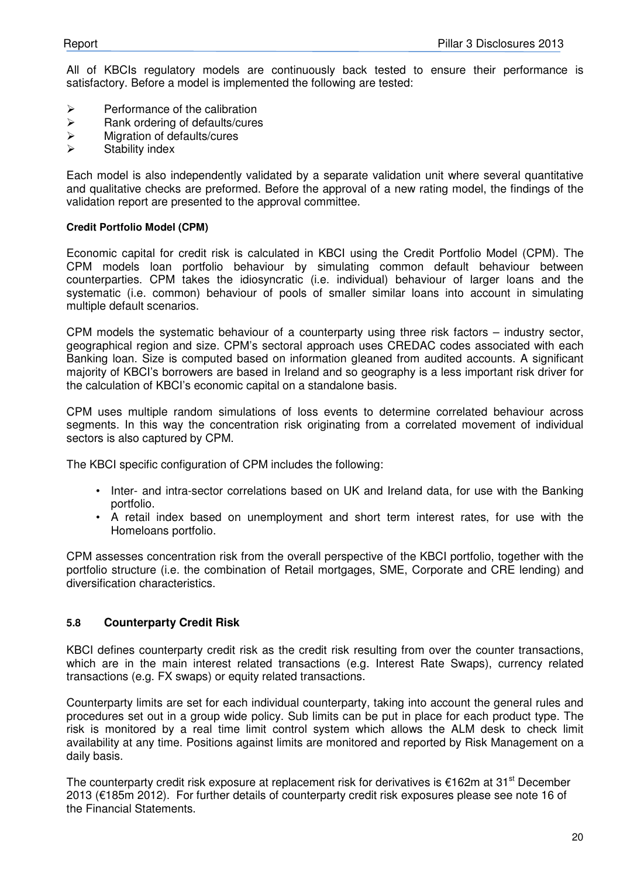All of KBCIs regulatory models are continuously back tested to ensure their performance is satisfactory. Before a model is implemented the following are tested:

- Performance of the calibration
- Rank ordering of defaults/cures
- Migration of defaults/cures
- Stability index

Each model is also independently validated by a separate validation unit where several quantitative and qualitative checks are preformed. Before the approval of a new rating model, the findings of the validation report are presented to the approval committee.

#### Credit Portfolio Model (CPM)

Economic capital for credit risk is calculated in KBCI using the Credit Portfolio Model (CPM). The CPM models loan portfolio behaviour by simulating common default behaviour between counterparties. CPM takes the idiosyncratic (i.e. individual) behaviour of larger loans and the systematic (i.e. common) behaviour of pools of smaller similar loans into account in simulating multiple default scenarios.

CPM models the systematic behaviour of a counterparty using three risk factors – industry sector, geographical region and size. CPM's sectoral approach uses CREDAC codes associated with each Banking loan. Size is computed based on information gleaned from audited accounts. A significant majority of KBCI's borrowers are based in Ireland and so geography is a less important risk driver for the calculation of KBCI's economic capital on a standalone basis.

CPM uses multiple random simulations of loss events to determine correlated behaviour across segments. In this way the concentration risk originating from a correlated movement of individual sectors is also captured by CPM.

The KBCI specific configuration of CPM includes the following:

- Inter- and intra-sector correlations based on UK and Ireland data, for use with the Banking portfolio.
- A retail index based on unemployment and short term interest rates, for use with the Homeloans portfolio.

CPM assesses concentration risk from the overall perspective of the KBCI portfolio, together with the portfolio structure (i.e. the combination of Retail mortgages, SME, Corporate and CRE lending) and diversification characteristics.

### 5.8 Counterparty Credit Risk

KBCI defines counterparty credit risk as the credit risk resulting from over the counter transactions, which are in the main interest related transactions (e.g. Interest Rate Swaps), currency related transactions (e.g. FX swaps) or equity related transactions.

Counterparty limits are set for each individual counterparty, taking into account the general rules and procedures set out in a group wide policy. Sub limits can be put in place for each product type. The risk is monitored by a real time limit control system which allows the ALM desk to check limit availability at any time. Positions against limits are monitored and reported by Risk Management on a daily basis.

The counterparty credit risk exposure at replacement risk for derivatives is €162m at 31st December 2013 (€185m 2012). For further details of counterparty credit risk exposures please see note 16 of the Financial Statements.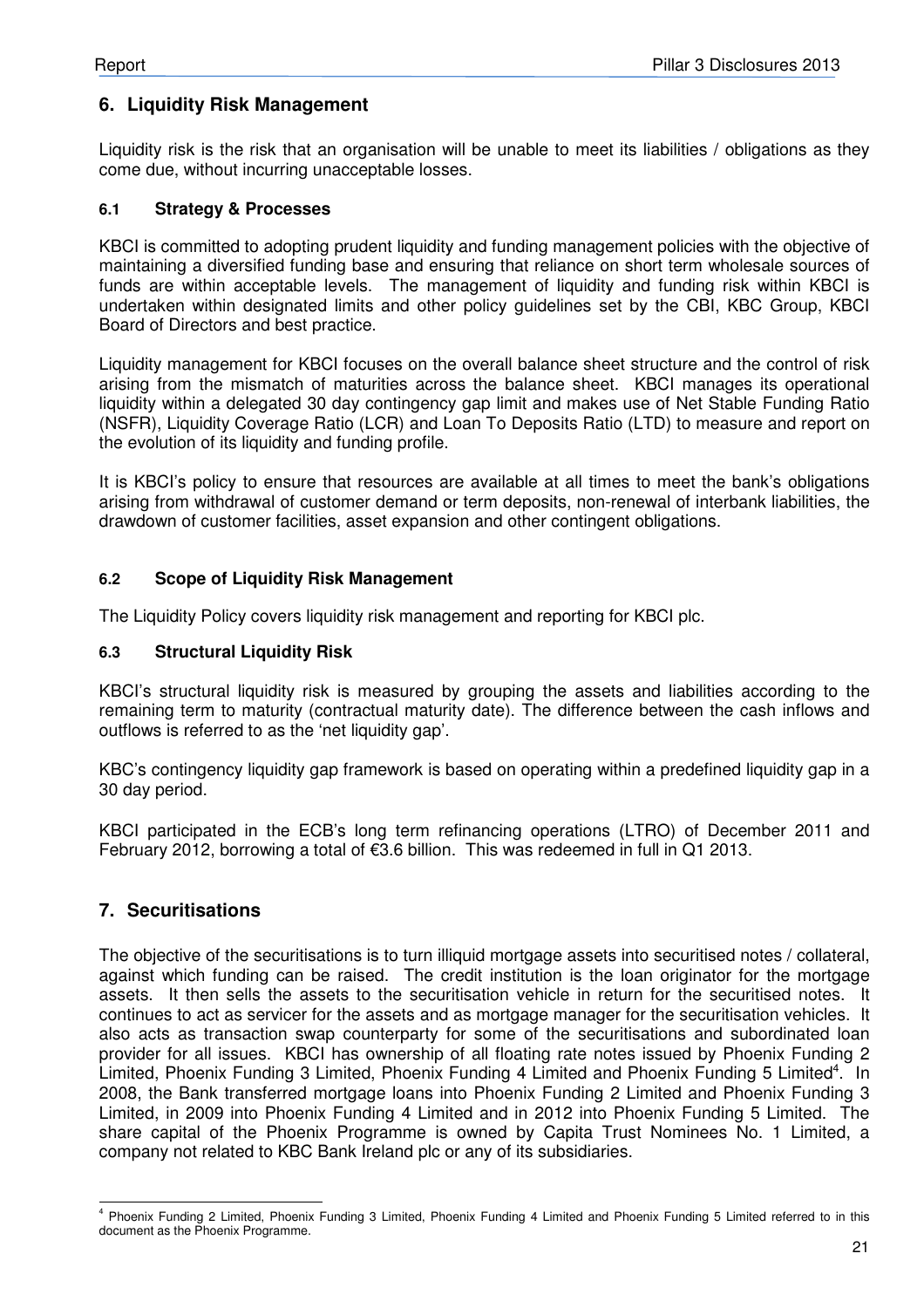## 6. Liquidity Risk Management

Liquidity risk is the risk that an organisation will be unable to meet its liabilities / obligations as they come due, without incurring unacceptable losses.

### 6.1 Strategy & Processes

KBCI is committed to adopting prudent liquidity and funding management policies with the objective of maintaining a diversified funding base and ensuring that reliance on short term wholesale sources of funds are within acceptable levels. The management of liquidity and funding risk within KBCI is undertaken within designated limits and other policy guidelines set by the CBI, KBC Group, KBCI Board of Directors and best practice.

Liquidity management for KBCI focuses on the overall balance sheet structure and the control of risk arising from the mismatch of maturities across the balance sheet. KBCI manages its operational liquidity within a delegated 30 day contingency gap limit and makes use of Net Stable Funding Ratio (NSFR), Liquidity Coverage Ratio (LCR) and Loan To Deposits Ratio (LTD) to measure and report on the evolution of its liquidity and funding profile.

It is KBCI's policy to ensure that resources are available at all times to meet the bank's obligations arising from withdrawal of customer demand or term deposits, non-renewal of interbank liabilities, the drawdown of customer facilities, asset expansion and other contingent obligations.

### 6.2 Scope of Liquidity Risk Management

The Liquidity Policy covers liquidity risk management and reporting for KBCI plc.

### 6.3 Structural Liquidity Risk

KBCI's structural liquidity risk is measured by grouping the assets and liabilities according to the remaining term to maturity (contractual maturity date). The difference between the cash inflows and outflows is referred to as the 'net liquidity gap'.

KBC's contingency liquidity gap framework is based on operating within a predefined liquidity gap in a 30 day period.

KBCI participated in the ECB's long term refinancing operations (LTRO) of December 2011 and February 2012, borrowing a total of €3.6 billion. This was redeemed in full in Q1 2013.

## 7. Securitisations

The objective of the securitisations is to turn illiquid mortgage assets into securitised notes / collateral, against which funding can be raised. The credit institution is the loan originator for the mortgage assets. It then sells the assets to the securitisation vehicle in return for the securitised notes. It continues to act as servicer for the assets and as mortgage manager for the securitisation vehicles. It also acts as transaction swap counterparty for some of the securitisations and subordinated loan provider for all issues. KBCI has ownership of all floating rate notes issued by Phoenix Funding 2 Limited, Phoenix Funding 3 Limited, Phoenix Funding 4 Limited and Phoenix Funding 5 Limited[4]. In 2008, the Bank transferred mortgage loans into Phoenix Funding 2 Limited and Phoenix Funding 3 Limited, in 2009 into Phoenix Funding 4 Limited and in 2012 into Phoenix Funding 5 Limited. The share capital of the Phoenix Programme is owned by Capita Trust Nominees No. 1 Limited, a company not related to KBC Bank Ireland plc or any of its subsidiaries.

[4] Phoenix Funding 2 Limited, Phoenix Funding 3 Limited, Phoenix Funding 4 Limited and Phoenix Funding 5 Limited referred to in this document as the Phoenix Programme.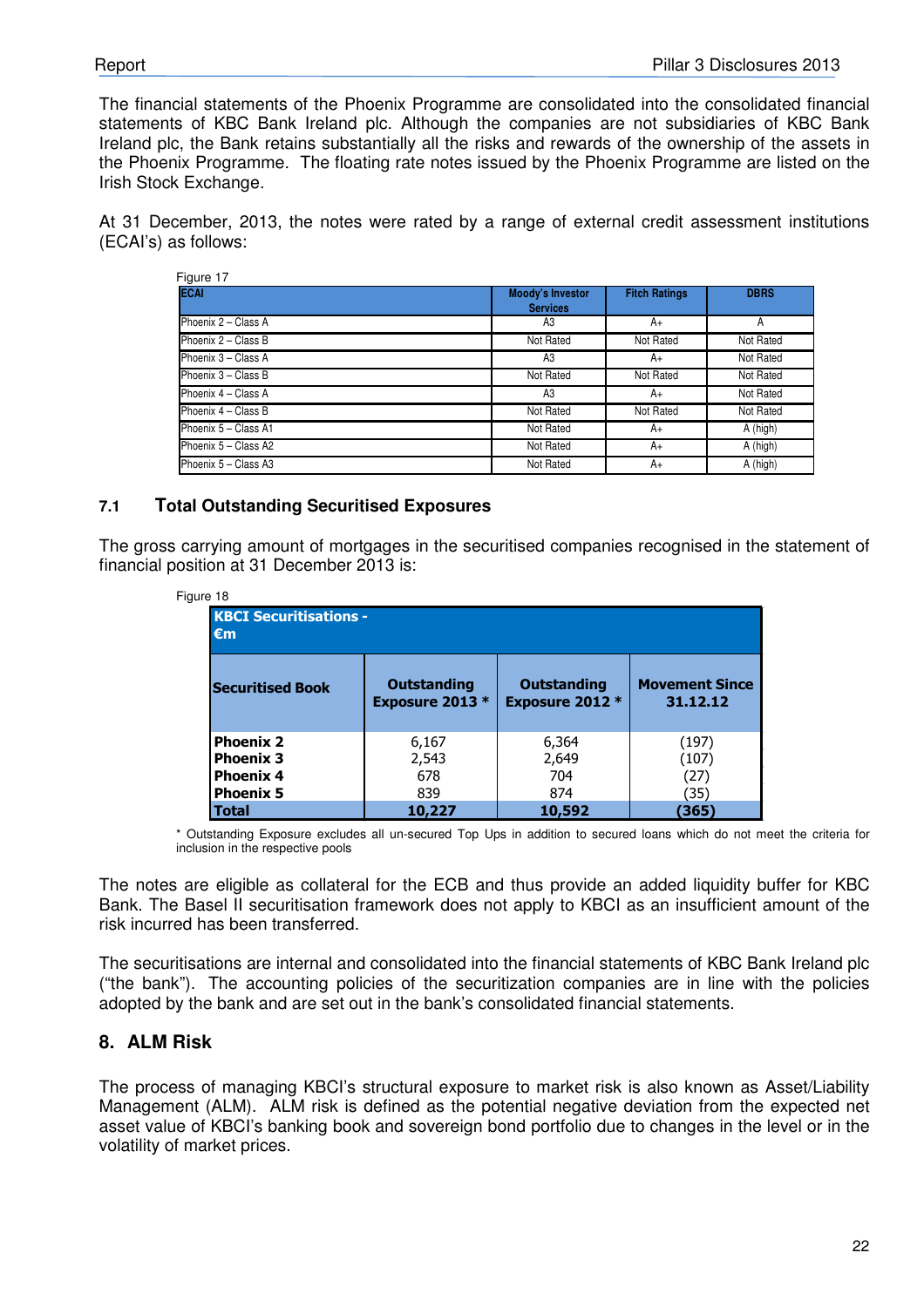The financial statements of the Phoenix Programme are consolidated into the consolidated financial statements of KBC Bank Ireland plc. Although the companies are not subsidiaries of KBC Bank Ireland plc, the Bank retains substantially all the risks and rewards of the ownership of the assets in the Phoenix Programme. The floating rate notes issued by the Phoenix Programme are listed on the Irish Stock Exchange.

At 31 December, 2013, the notes were rated by a range of external credit assessment institutions (ECAI's) as follows:

Figure 17

| ECAI | Moody's Investor Services | Fitch Ratings | DBRS |
|---|---|---|---|
| Phoenix 2 – Class A | A3 | A+ | A |
| Phoenix 2 – Class B | Not Rated | Not Rated | Not Rated |
| Phoenix 3 – Class A | A3 | A+ | Not Rated |
| Phoenix 3 – Class B | Not Rated | Not Rated | Not Rated |
| Phoenix 4 – Class A | A3 | A+ | Not Rated |
| Phoenix 4 – Class B | Not Rated | Not Rated | Not Rated |
| Phoenix 5 – Class A1 | Not Rated | A+ | A (high) |
| Phoenix 5 – Class A2 | Not Rated | A+ | A (high) |
| Phoenix 5 – Class A3 | Not Rated | A+ | A (high) |

### 7.1 Total Outstanding Securitised Exposures

The gross carrying amount of mortgages in the securitised companies recognised in the statement of financial position at 31 December 2013 is:

Figure 18

| KBCI Securitisations - €m | | | |
|---|---|---|---|
| **Securitised Book** | **Outstanding Exposure 2013 \*** | **Outstanding Exposure 2012 \*** | **Movement Since 31.12.12** |
| **Phoenix 2** | 6,167 | 6,364 | (197) |
| **Phoenix 3** | 2,543 | 2,649 | (107) |
| **Phoenix 4** | 678 | 704 | (27) |
| **Phoenix 5** | 839 | 874 | (35) |
| **Total** | **10,227** | **10,592** | **(365)** |

\* Outstanding Exposure excludes all un-secured Top Ups in addition to secured loans which do not meet the criteria for inclusion in the respective pools

The notes are eligible as collateral for the ECB and thus provide an added liquidity buffer for KBC Bank. The Basel II securitisation framework does not apply to KBCI as an insufficient amount of the risk incurred has been transferred.

The securitisations are internal and consolidated into the financial statements of KBC Bank Ireland plc ("the bank"). The accounting policies of the securitization companies are in line with the policies adopted by the bank and are set out in the bank's consolidated financial statements.

## 8. ALM Risk

The process of managing KBCI's structural exposure to market risk is also known as Asset/Liability Management (ALM). ALM risk is defined as the potential negative deviation from the expected net asset value of KBCI's banking book and sovereign bond portfolio due to changes in the level or in the volatility of market prices.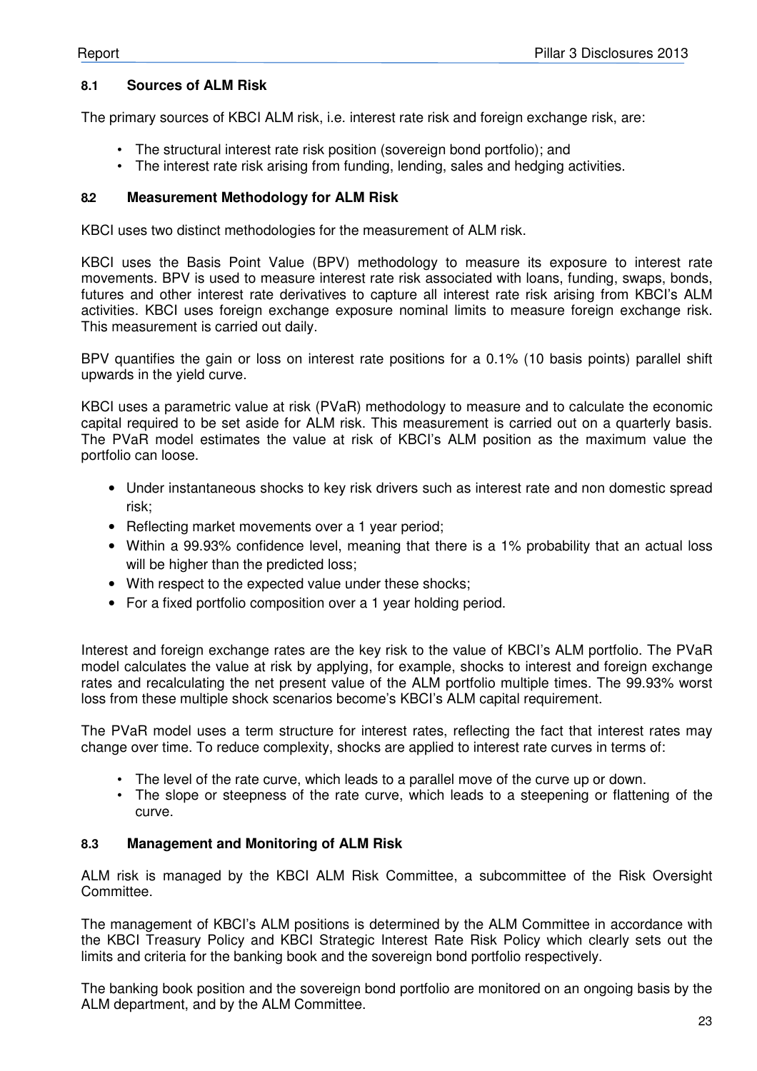### 8.1 Sources of ALM Risk

The primary sources of KBCI ALM risk, i.e. interest rate risk and foreign exchange risk, are:

- The structural interest rate risk position (sovereign bond portfolio); and
- The interest rate risk arising from funding, lending, sales and hedging activities.

### 8.2 Measurement Methodology for ALM Risk

KBCI uses two distinct methodologies for the measurement of ALM risk.

KBCI uses the Basis Point Value (BPV) methodology to measure its exposure to interest rate movements. BPV is used to measure interest rate risk associated with loans, funding, swaps, bonds, futures and other interest rate derivatives to capture all interest rate risk arising from KBCI's ALM activities. KBCI uses foreign exchange exposure nominal limits to measure foreign exchange risk. This measurement is carried out daily.

BPV quantifies the gain or loss on interest rate positions for a 0.1% (10 basis points) parallel shift upwards in the yield curve.

KBCI uses a parametric value at risk (PVaR) methodology to measure and to calculate the economic capital required to be set aside for ALM risk. This measurement is carried out on a quarterly basis. The PVaR model estimates the value at risk of KBCI's ALM position as the maximum value the portfolio can loose.

- Under instantaneous shocks to key risk drivers such as interest rate and non domestic spread risk;
- Reflecting market movements over a 1 year period;
- Within a 99.93% confidence level, meaning that there is a 1% probability that an actual loss will be higher than the predicted loss;
- With respect to the expected value under these shocks;
- For a fixed portfolio composition over a 1 year holding period.

Interest and foreign exchange rates are the key risk to the value of KBCI's ALM portfolio. The PVaR model calculates the value at risk by applying, for example, shocks to interest and foreign exchange rates and recalculating the net present value of the ALM portfolio multiple times. The 99.93% worst loss from these multiple shock scenarios become's KBCI's ALM capital requirement.

The PVaR model uses a term structure for interest rates, reflecting the fact that interest rates may change over time. To reduce complexity, shocks are applied to interest rate curves in terms of:

- The level of the rate curve, which leads to a parallel move of the curve up or down.
- The slope or steepness of the rate curve, which leads to a steepening or flattening of the curve.

### 8.3 Management and Monitoring of ALM Risk

ALM risk is managed by the KBCI ALM Risk Committee, a subcommittee of the Risk Oversight Committee.

The management of KBCI's ALM positions is determined by the ALM Committee in accordance with the KBCI Treasury Policy and KBCI Strategic Interest Rate Risk Policy which clearly sets out the limits and criteria for the banking book and the sovereign bond portfolio respectively.

The banking book position and the sovereign bond portfolio are monitored on an ongoing basis by the ALM department, and by the ALM Committee.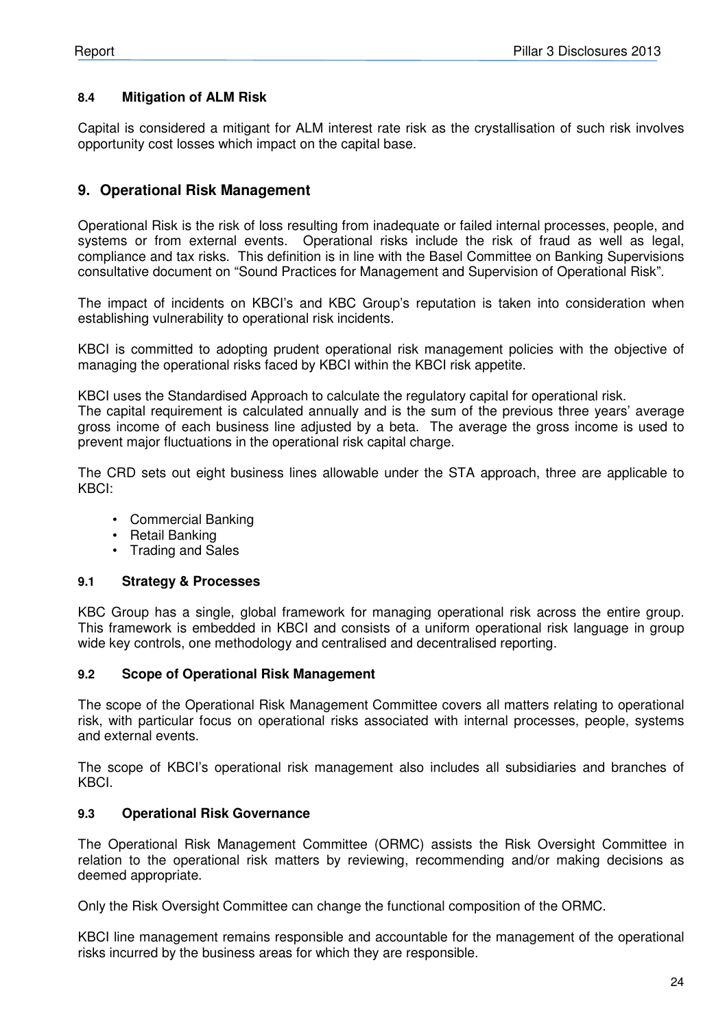### 8.4 Mitigation of ALM Risk

Capital is considered a mitigant for ALM interest rate risk as the crystallisation of such risk involves opportunity cost losses which impact on the capital base.

## 9. Operational Risk Management

Operational Risk is the risk of loss resulting from inadequate or failed internal processes, people, and systems or from external events. Operational risks include the risk of fraud as well as legal, compliance and tax risks. This definition is in line with the Basel Committee on Banking Supervisions consultative document on "Sound Practices for Management and Supervision of Operational Risk".

The impact of incidents on KBCI's and KBC Group's reputation is taken into consideration when establishing vulnerability to operational risk incidents.

KBCI is committed to adopting prudent operational risk management policies with the objective of managing the operational risks faced by KBCI within the KBCI risk appetite.

KBCI uses the Standardised Approach to calculate the regulatory capital for operational risk.
The capital requirement is calculated annually and is the sum of the previous three years' average gross income of each business line adjusted by a beta. The average the gross income is used to prevent major fluctuations in the operational risk capital charge.

The CRD sets out eight business lines allowable under the STA approach, three are applicable to KBCI:

- Commercial Banking
- Retail Banking
- Trading and Sales

### 9.1 Strategy & Processes

KBC Group has a single, global framework for managing operational risk across the entire group. This framework is embedded in KBCI and consists of a uniform operational risk language in group wide key controls, one methodology and centralised and decentralised reporting.

### 9.2 Scope of Operational Risk Management

The scope of the Operational Risk Management Committee covers all matters relating to operational risk, with particular focus on operational risks associated with internal processes, people, systems and external events.

The scope of KBCI's operational risk management also includes all subsidiaries and branches of KBCI.

### 9.3 Operational Risk Governance

The Operational Risk Management Committee (ORMC) assists the Risk Oversight Committee in relation to the operational risk matters by reviewing, recommending and/or making decisions as deemed appropriate.

Only the Risk Oversight Committee can change the functional composition of the ORMC.

KBCI line management remains responsible and accountable for the management of the operational risks incurred by the business areas for which they are responsible.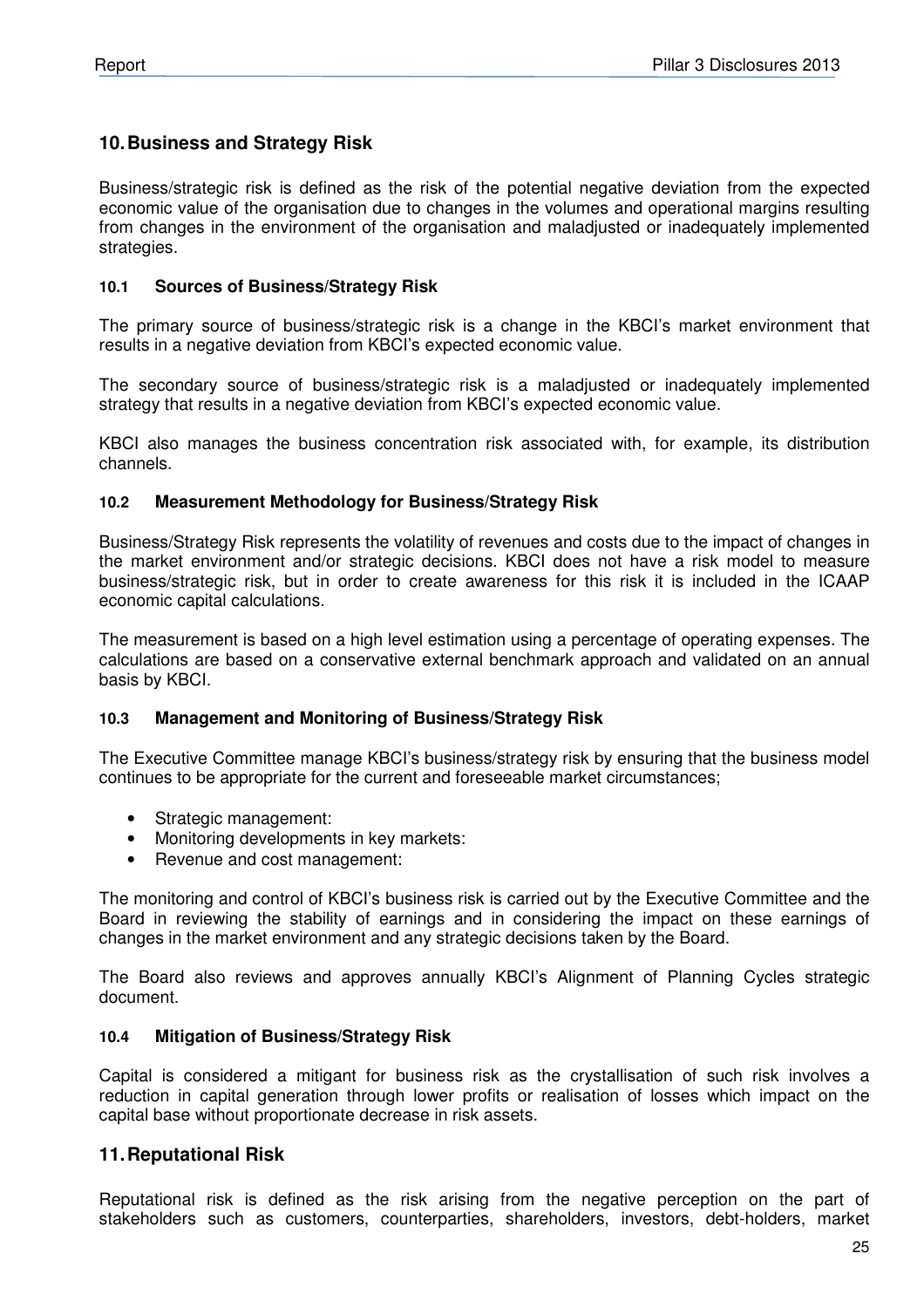## 10. Business and Strategy Risk

Business/strategic risk is defined as the risk of the potential negative deviation from the expected economic value of the organisation due to changes in the volumes and operational margins resulting from changes in the environment of the organisation and maladjusted or inadequately implemented strategies.

### 10.1 Sources of Business/Strategy Risk

The primary source of business/strategic risk is a change in the KBCI's market environment that results in a negative deviation from KBCI's expected economic value.

The secondary source of business/strategic risk is a maladjusted or inadequately implemented strategy that results in a negative deviation from KBCI's expected economic value.

KBCI also manages the business concentration risk associated with, for example, its distribution channels.

### 10.2 Measurement Methodology for Business/Strategy Risk

Business/Strategy Risk represents the volatility of revenues and costs due to the impact of changes in the market environment and/or strategic decisions. KBCI does not have a risk model to measure business/strategic risk, but in order to create awareness for this risk it is included in the ICAAP economic capital calculations.

The measurement is based on a high level estimation using a percentage of operating expenses. The calculations are based on a conservative external benchmark approach and validated on an annual basis by KBCI.

### 10.3 Management and Monitoring of Business/Strategy Risk

The Executive Committee manage KBCI's business/strategy risk by ensuring that the business model continues to be appropriate for the current and foreseeable market circumstances;

- Strategic management:
- Monitoring developments in key markets:
- Revenue and cost management:

The monitoring and control of KBCI's business risk is carried out by the Executive Committee and the Board in reviewing the stability of earnings and in considering the impact on these earnings of changes in the market environment and any strategic decisions taken by the Board.

The Board also reviews and approves annually KBCI's Alignment of Planning Cycles strategic document.

### 10.4 Mitigation of Business/Strategy Risk

Capital is considered a mitigant for business risk as the crystallisation of such risk involves a reduction in capital generation through lower profits or realisation of losses which impact on the capital base without proportionate decrease in risk assets.

## 11. Reputational Risk

Reputational risk is defined as the risk arising from the negative perception on the part of stakeholders such as customers, counterparties, shareholders, investors, debt-holders, market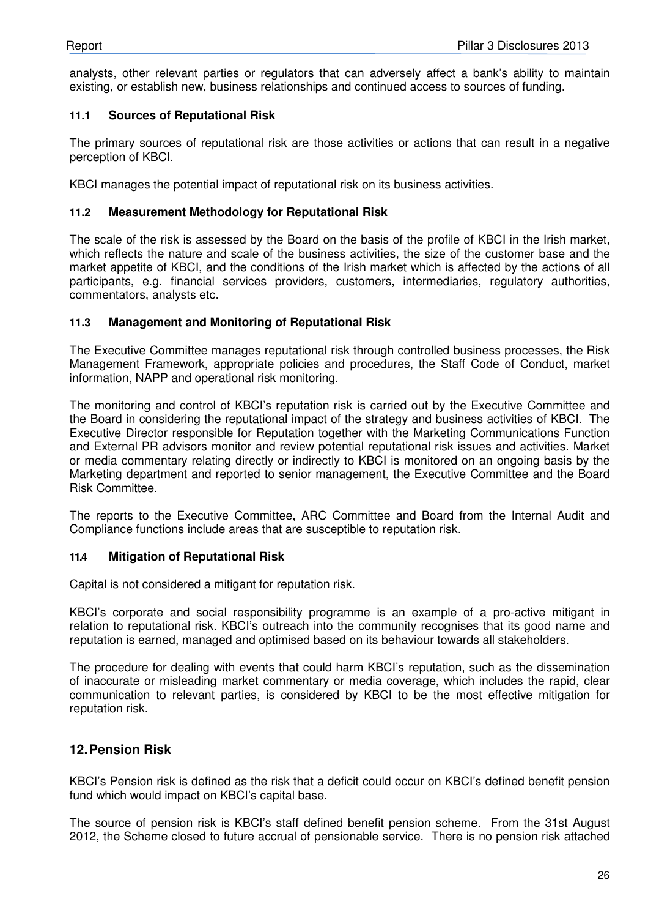analysts, other relevant parties or regulators that can adversely affect a bank's ability to maintain existing, or establish new, business relationships and continued access to sources of funding.

### 11.1 Sources of Reputational Risk

The primary sources of reputational risk are those activities or actions that can result in a negative perception of KBCI.

KBCI manages the potential impact of reputational risk on its business activities.

### 11.2 Measurement Methodology for Reputational Risk

The scale of the risk is assessed by the Board on the basis of the profile of KBCI in the Irish market, which reflects the nature and scale of the business activities, the size of the customer base and the market appetite of KBCI, and the conditions of the Irish market which is affected by the actions of all participants, e.g. financial services providers, customers, intermediaries, regulatory authorities, commentators, analysts etc.

### 11.3 Management and Monitoring of Reputational Risk

The Executive Committee manages reputational risk through controlled business processes, the Risk Management Framework, appropriate policies and procedures, the Staff Code of Conduct, market information, NAPP and operational risk monitoring.

The monitoring and control of KBCI's reputation risk is carried out by the Executive Committee and the Board in considering the reputational impact of the strategy and business activities of KBCI. The Executive Director responsible for Reputation together with the Marketing Communications Function and External PR advisors monitor and review potential reputational risk issues and activities. Market or media commentary relating directly or indirectly to KBCI is monitored on an ongoing basis by the Marketing department and reported to senior management, the Executive Committee and the Board Risk Committee.

The reports to the Executive Committee, ARC Committee and Board from the Internal Audit and Compliance functions include areas that are susceptible to reputation risk.

### 11.4 Mitigation of Reputational Risk

Capital is not considered a mitigant for reputation risk.

KBCI's corporate and social responsibility programme is an example of a pro-active mitigant in relation to reputational risk. KBCI's outreach into the community recognises that its good name and reputation is earned, managed and optimised based on its behaviour towards all stakeholders.

The procedure for dealing with events that could harm KBCI's reputation, such as the dissemination of inaccurate or misleading market commentary or media coverage, which includes the rapid, clear communication to relevant parties, is considered by KBCI to be the most effective mitigation for reputation risk.

## 12. Pension Risk

KBCI's Pension risk is defined as the risk that a deficit could occur on KBCI's defined benefit pension fund which would impact on KBCI's capital base.

The source of pension risk is KBCI's staff defined benefit pension scheme. From the 31st August 2012, the Scheme closed to future accrual of pensionable service. There is no pension risk attached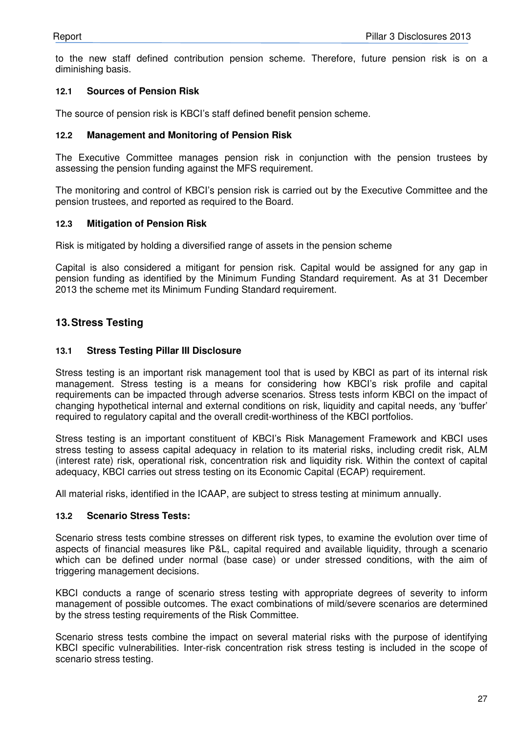to the new staff defined contribution pension scheme. Therefore, future pension risk is on a diminishing basis.

### 12.1 Sources of Pension Risk

The source of pension risk is KBCI's staff defined benefit pension scheme.

### 12.2 Management and Monitoring of Pension Risk

The Executive Committee manages pension risk in conjunction with the pension trustees by assessing the pension funding against the MFS requirement.

The monitoring and control of KBCI's pension risk is carried out by the Executive Committee and the pension trustees, and reported as required to the Board.

### 12.3 Mitigation of Pension Risk

Risk is mitigated by holding a diversified range of assets in the pension scheme

Capital is also considered a mitigant for pension risk. Capital would be assigned for any gap in pension funding as identified by the Minimum Funding Standard requirement. As at 31 December 2013 the scheme met its Minimum Funding Standard requirement.

## 13. Stress Testing

### 13.1 Stress Testing Pillar III Disclosure

Stress testing is an important risk management tool that is used by KBCI as part of its internal risk management. Stress testing is a means for considering how KBCI's risk profile and capital requirements can be impacted through adverse scenarios. Stress tests inform KBCI on the impact of changing hypothetical internal and external conditions on risk, liquidity and capital needs, any 'buffer' required to regulatory capital and the overall credit-worthiness of the KBCI portfolios.

Stress testing is an important constituent of KBCI's Risk Management Framework and KBCI uses stress testing to assess capital adequacy in relation to its material risks, including credit risk, ALM (interest rate) risk, operational risk, concentration risk and liquidity risk. Within the context of capital adequacy, KBCI carries out stress testing on its Economic Capital (ECAP) requirement.

All material risks, identified in the ICAAP, are subject to stress testing at minimum annually.

### 13.2 Scenario Stress Tests:

Scenario stress tests combine stresses on different risk types, to examine the evolution over time of aspects of financial measures like P&L, capital required and available liquidity, through a scenario which can be defined under normal (base case) or under stressed conditions, with the aim of triggering management decisions.

KBCI conducts a range of scenario stress testing with appropriate degrees of severity to inform management of possible outcomes. The exact combinations of mild/severe scenarios are determined by the stress testing requirements of the Risk Committee.

Scenario stress tests combine the impact on several material risks with the purpose of identifying KBCI specific vulnerabilities. Inter-risk concentration risk stress testing is included in the scope of scenario stress testing.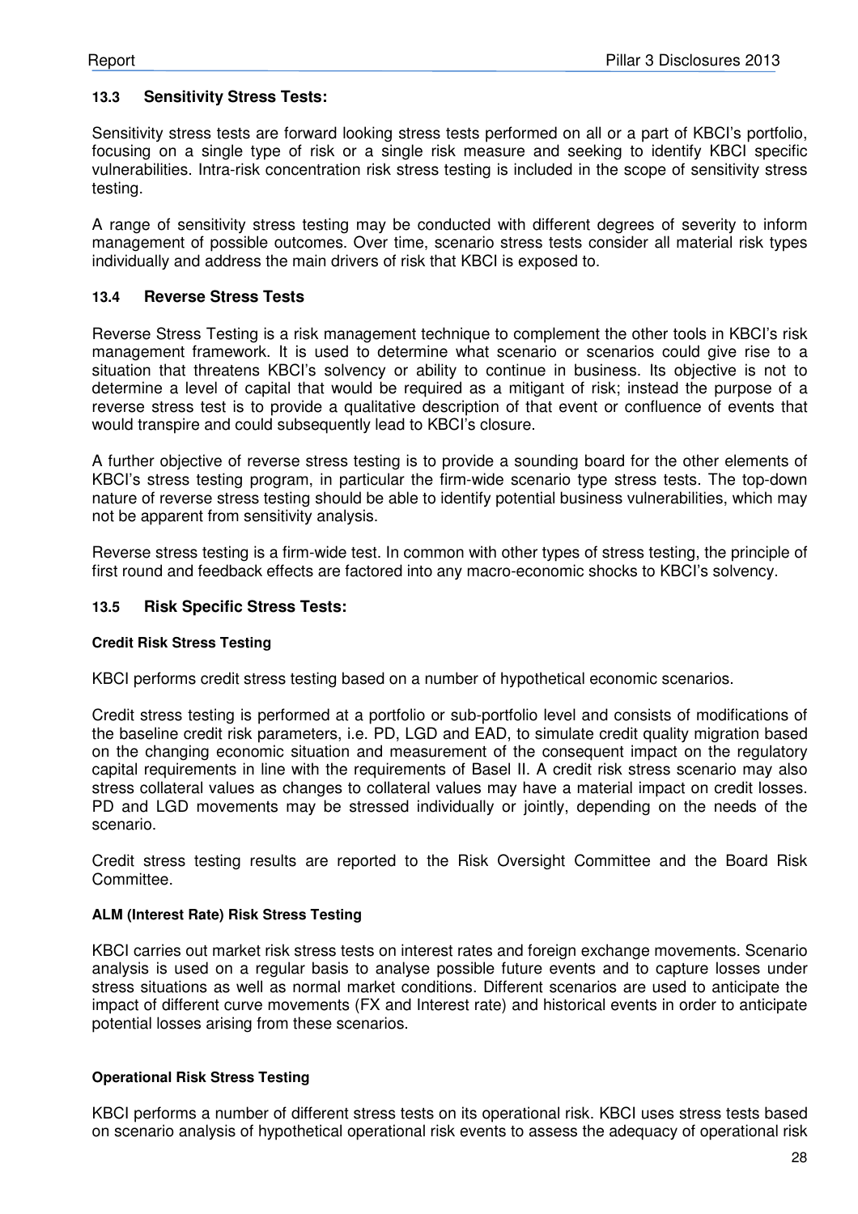### 13.3 Sensitivity Stress Tests:

Sensitivity stress tests are forward looking stress tests performed on all or a part of KBCI's portfolio, focusing on a single type of risk or a single risk measure and seeking to identify KBCI specific vulnerabilities. Intra-risk concentration risk stress testing is included in the scope of sensitivity stress testing.

A range of sensitivity stress testing may be conducted with different degrees of severity to inform management of possible outcomes. Over time, scenario stress tests consider all material risk types individually and address the main drivers of risk that KBCI is exposed to.

### 13.4 Reverse Stress Tests

Reverse Stress Testing is a risk management technique to complement the other tools in KBCI's risk management framework. It is used to determine what scenario or scenarios could give rise to a situation that threatens KBCI's solvency or ability to continue in business. Its objective is not to determine a level of capital that would be required as a mitigant of risk; instead the purpose of a reverse stress test is to provide a qualitative description of that event or confluence of events that would transpire and could subsequently lead to KBCI's closure.

A further objective of reverse stress testing is to provide a sounding board for the other elements of KBCI's stress testing program, in particular the firm-wide scenario type stress tests. The top-down nature of reverse stress testing should be able to identify potential business vulnerabilities, which may not be apparent from sensitivity analysis.

Reverse stress testing is a firm-wide test. In common with other types of stress testing, the principle of first round and feedback effects are factored into any macro-economic shocks to KBCI's solvency.

### 13.5 Risk Specific Stress Tests:

#### Credit Risk Stress Testing

KBCI performs credit stress testing based on a number of hypothetical economic scenarios.

Credit stress testing is performed at a portfolio or sub-portfolio level and consists of modifications of the baseline credit risk parameters, i.e. PD, LGD and EAD, to simulate credit quality migration based on the changing economic situation and measurement of the consequent impact on the regulatory capital requirements in line with the requirements of Basel II. A credit risk stress scenario may also stress collateral values as changes to collateral values may have a material impact on credit losses. PD and LGD movements may be stressed individually or jointly, depending on the needs of the scenario.

Credit stress testing results are reported to the Risk Oversight Committee and the Board Risk Committee.

#### ALM (Interest Rate) Risk Stress Testing

KBCI carries out market risk stress tests on interest rates and foreign exchange movements. Scenario analysis is used on a regular basis to analyse possible future events and to capture losses under stress situations as well as normal market conditions. Different scenarios are used to anticipate the impact of different curve movements (FX and Interest rate) and historical events in order to anticipate potential losses arising from these scenarios.

#### Operational Risk Stress Testing

KBCI performs a number of different stress tests on its operational risk. KBCI uses stress tests based on scenario analysis of hypothetical operational risk events to assess the adequacy of operational risk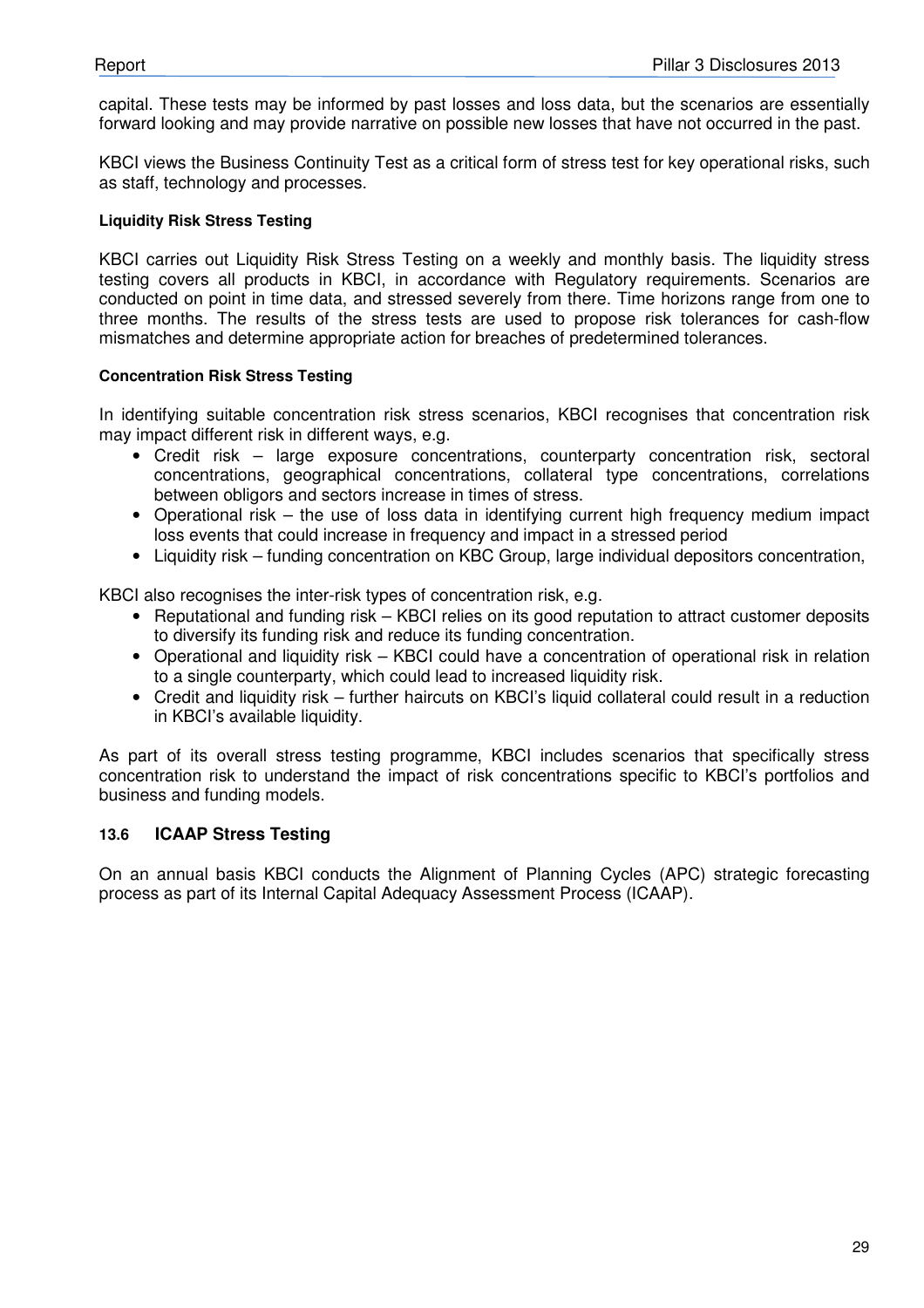capital. These tests may be informed by past losses and loss data, but the scenarios are essentially forward looking and may provide narrative on possible new losses that have not occurred in the past.

KBCI views the Business Continuity Test as a critical form of stress test for key operational risks, such as staff, technology and processes.

#### Liquidity Risk Stress Testing

KBCI carries out Liquidity Risk Stress Testing on a weekly and monthly basis. The liquidity stress testing covers all products in KBCI, in accordance with Regulatory requirements. Scenarios are conducted on point in time data, and stressed severely from there. Time horizons range from one to three months. The results of the stress tests are used to propose risk tolerances for cash-flow mismatches and determine appropriate action for breaches of predetermined tolerances.

#### Concentration Risk Stress Testing

In identifying suitable concentration risk stress scenarios, KBCI recognises that concentration risk may impact different risk in different ways, e.g.

- Credit risk – large exposure concentrations, counterparty concentration risk, sectoral concentrations, geographical concentrations, collateral type concentrations, correlations between obligors and sectors increase in times of stress.
- Operational risk – the use of loss data in identifying current high frequency medium impact loss events that could increase in frequency and impact in a stressed period
- Liquidity risk – funding concentration on KBC Group, large individual depositors concentration,

KBCI also recognises the inter-risk types of concentration risk, e.g.

- Reputational and funding risk – KBCI relies on its good reputation to attract customer deposits to diversify its funding risk and reduce its funding concentration.
- Operational and liquidity risk – KBCI could have a concentration of operational risk in relation to a single counterparty, which could lead to increased liquidity risk.
- Credit and liquidity risk – further haircuts on KBCI's liquid collateral could result in a reduction in KBCI's available liquidity.

As part of its overall stress testing programme, KBCI includes scenarios that specifically stress concentration risk to understand the impact of risk concentrations specific to KBCI's portfolios and business and funding models.

### 13.6 ICAAP Stress Testing

On an annual basis KBCI conducts the Alignment of Planning Cycles (APC) strategic forecasting process as part of its Internal Capital Adequacy Assessment Process (ICAAP).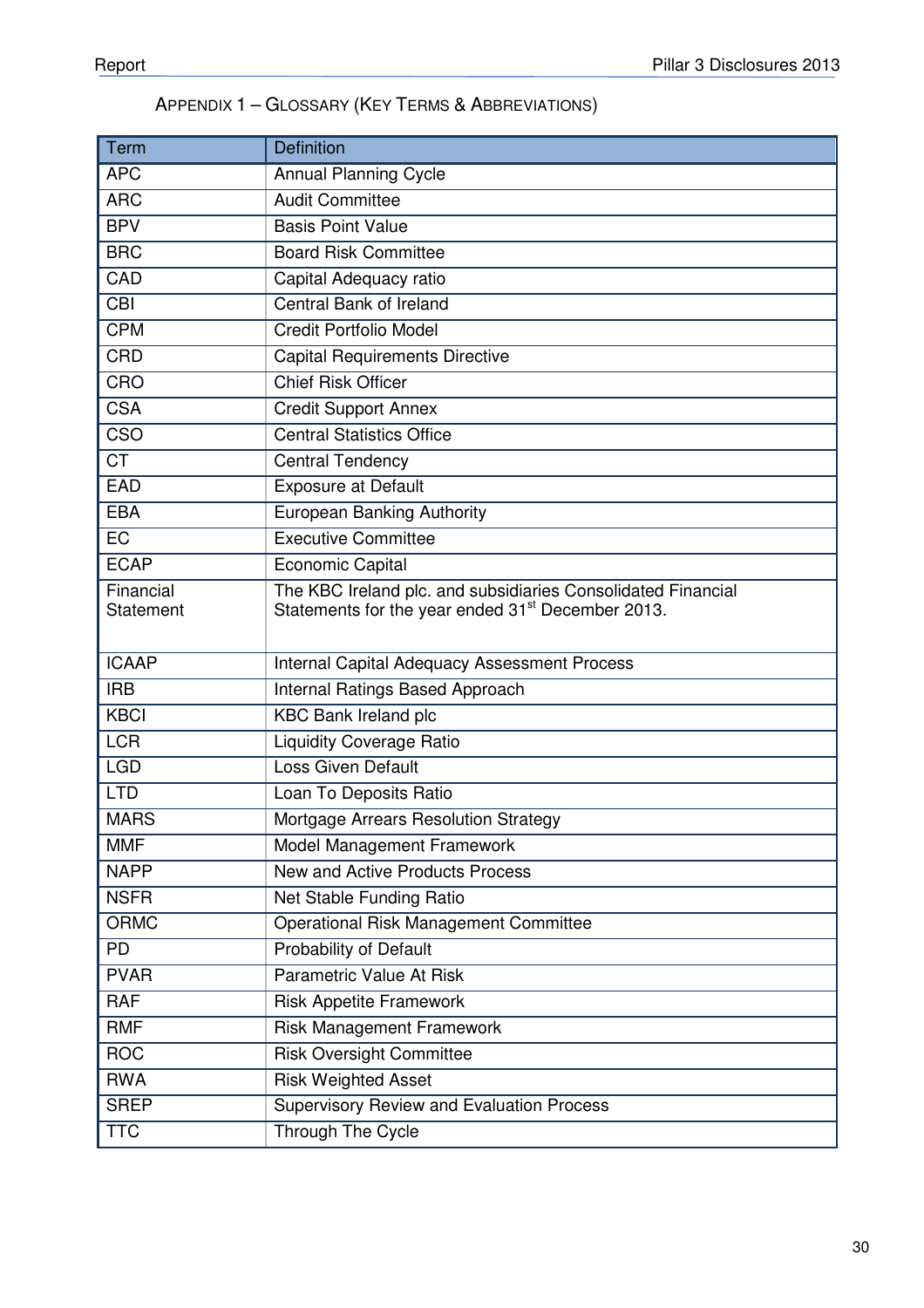## Appendix 1 – Glossary (Key Terms & Abbreviations)

| Term | Definition |
|---|---|
| APC | Annual Planning Cycle |
| ARC | Audit Committee |
| BPV | Basis Point Value |
| BRC | Board Risk Committee |
| CAD | Capital Adequacy ratio |
| CBI | Central Bank of Ireland |
| CPM | Credit Portfolio Model |
| CRD | Capital Requirements Directive |
| CRO | Chief Risk Officer |
| CSA | Credit Support Annex |
| CSO | Central Statistics Office |
| CT | Central Tendency |
| EAD | Exposure at Default |
| EBA | European Banking Authority |
| EC | Executive Committee |
| ECAP | Economic Capital |
| Financial Statement | The KBC Ireland plc. and subsidiaries Consolidated Financial Statements for the year ended 31st December 2013. |
| ICAAP | Internal Capital Adequacy Assessment Process |
| IRB | Internal Ratings Based Approach |
| KBCI | KBC Bank Ireland plc |
| LCR | Liquidity Coverage Ratio |
| LGD | Loss Given Default |
| LTD | Loan To Deposits Ratio |
| MARS | Mortgage Arrears Resolution Strategy |
| MMF | Model Management Framework |
| NAPP | New and Active Products Process |
| NSFR | Net Stable Funding Ratio |
| ORMC | Operational Risk Management Committee |
| PD | Probability of Default |
| PVAR | Parametric Value At Risk |
| RAF | Risk Appetite Framework |
| RMF | Risk Management Framework |
| ROC | Risk Oversight Committee |
| RWA | Risk Weighted Asset |
| SREP | Supervisory Review and Evaluation Process |
| TTC | Through The Cycle |